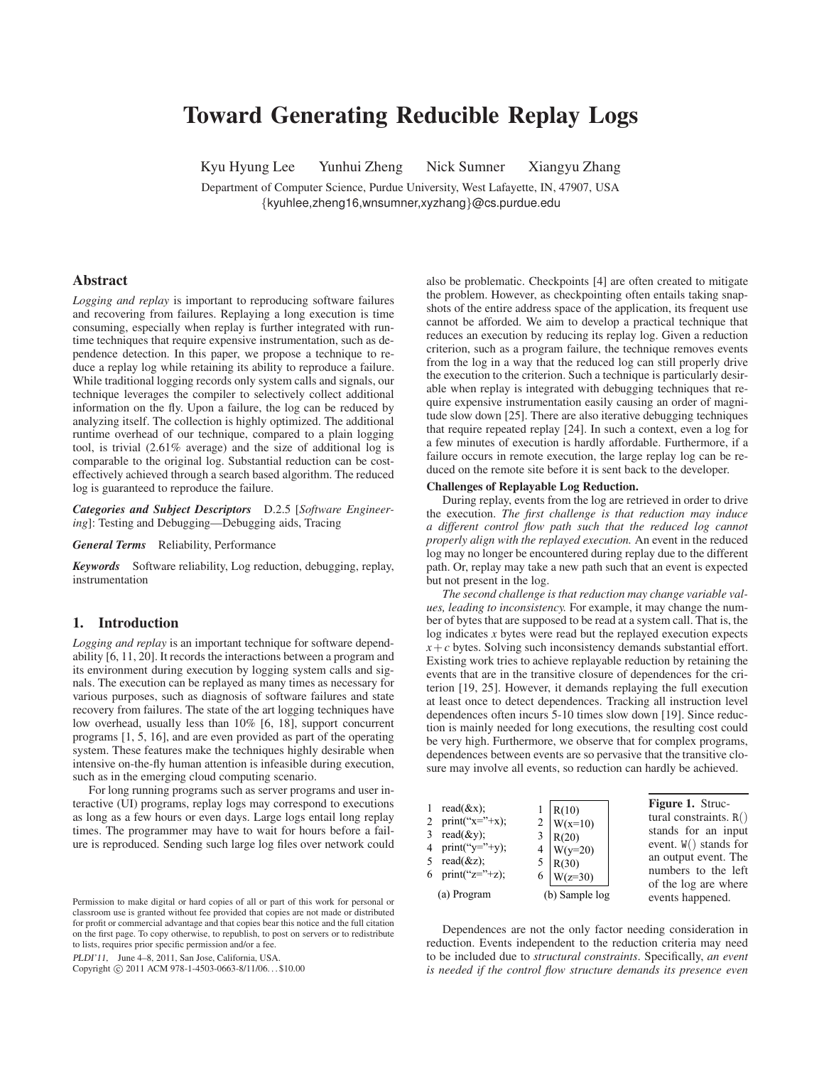# Toward Generating Reducible Replay Logs

Kyu Hyung Lee  Yunhui Zheng  Nick Sumner  Xiangyu Zhang

Department of Computer Science, Purdue University, West Lafayette, IN, 47907, USA
{kyuhlee,zheng16,wnsumner,xyzhang}@cs.purdue.edu

## Abstract

*Logging and replay* is important to reproducing software failures and recovering from failures. Replaying a long execution is time consuming, especially when replay is further integrated with runtime techniques that require expensive instrumentation, such as dependence detection. In this paper, we propose a technique to reduce a replay log while retaining its ability to reproduce a failure. While traditional logging records only system calls and signals, our technique leverages the compiler to selectively collect additional information on the fly. Upon a failure, the log can be reduced by analyzing itself. The collection is highly optimized. The additional runtime overhead of our technique, compared to a plain logging tool, is trivial (2.61% average) and the size of additional log is comparable to the original log. Substantial reduction can be cost-effectively achieved through a search based algorithm. The reduced log is guaranteed to reproduce the failure.

***Categories and Subject Descriptors*** D.2.5 [*Software Engineering*]: Testing and Debugging—Debugging aids, Tracing

***General Terms*** Reliability, Performance

***Keywords*** Software reliability, Log reduction, debugging, replay, instrumentation

## 1. Introduction

*Logging and replay* is an important technique for software dependability [6, 11, 20]. It records the interactions between a program and its environment during execution by logging system calls and signals. The execution can be replayed as many times as necessary for various purposes, such as diagnosis of software failures and state recovery from failures. The state of the art logging techniques have low overhead, usually less than 10% [6, 18], support concurrent programs [1, 5, 16], and are even provided as part of the operating system. These features make the techniques highly desirable when intensive on-the-fly human attention is infeasible during execution, such as in the emerging cloud computing scenario.

For long running programs such as server programs and user interactive (UI) programs, replay logs may correspond to executions as long as a few hours or even days. Large logs entail long replay times. The programmer may have to wait for hours before a failure is reproduced. Sending such large log files over network could also be problematic. Checkpoints [4] are often created to mitigate the problem. However, as checkpointing often entails taking snapshots of the entire address space of the application, its frequent use cannot be afforded. We aim to develop a practical technique that reduces an execution by reducing its replay log. Given a reduction criterion, such as a program failure, the technique removes events from the log in a way that the reduced log can still properly drive the execution to the criterion. Such a technique is particularly desirable when replay is integrated with debugging techniques that require expensive instrumentation easily causing an order of magnitude slow down [25]. There are also iterative debugging techniques that require repeated replay [24]. In such a context, even a log for a few minutes of execution is hardly affordable. Furthermore, if a failure occurs in remote execution, the large replay log can be reduced on the remote site before it is sent back to the developer.

**Challenges of Replayable Log Reduction.**

During replay, events from the log are retrieved in order to drive the execution. *The first challenge is that reduction may induce a different control flow path such that the reduced log cannot properly align with the replayed execution.* An event in the reduced log may no longer be encountered during replay due to the different path. Or, replay may take a new path such that an event is expected but not present in the log.

*The second challenge is that reduction may change variable values, leading to inconsistency.* For example, it may change the number of bytes that are supposed to be read at a system call. That is, the log indicates $x$ bytes were read but the replayed execution expects $x + c$ bytes. Solving such inconsistency demands substantial effort. Existing work tries to achieve replayable reduction by retaining the events that are in the transitive closure of dependences for the criterion [19, 25]. However, it demands replaying the full execution at least once to detect dependences. Tracking all instruction level dependences often incurs 5-10 times slow down [19]. Since reduction is mainly needed for long executions, the resulting cost could be very high. Furthermore, we observe that for complex programs, dependences between events are so pervasive that the transitive closure may involve all events, so reduction can hardly be achieved.

```
1  read(&x);
2  print("x="+x);
3  read(&y);
4  print("y="+y);
5  read(&z);
6  print("z="+z);
```
(a) Program

```
1  R(10)
2  W(x=10)
3  R(20)
4  W(y=20)
5  R(30)
6  W(z=30)
```
(b) Sample log

**Figure 1.** Structural constraints. R() stands for an input event. W() stands for an output event. The numbers to the left of the log are where events happened.

Dependences are not the only factor needing consideration in reduction. Events independent to the reduction criteria may need to be included due to *structural constraints*. Specifically, *an event is needed if the control flow structure demands its presence even*

---

Permission to make digital or hard copies of all or part of this work for personal or classroom use is granted without fee provided that copies are not made or distributed for profit or commercial advantage and that copies bear this notice and the full citation on the first page. To copy otherwise, to republish, to post on servers or to redistribute to lists, requires prior specific permission and/or a fee.

*PLDI'11,* June 4–8, 2011, San Jose, California, USA.
Copyright © 2011 ACM 978-1-4503-0663-8/11/06...$10.00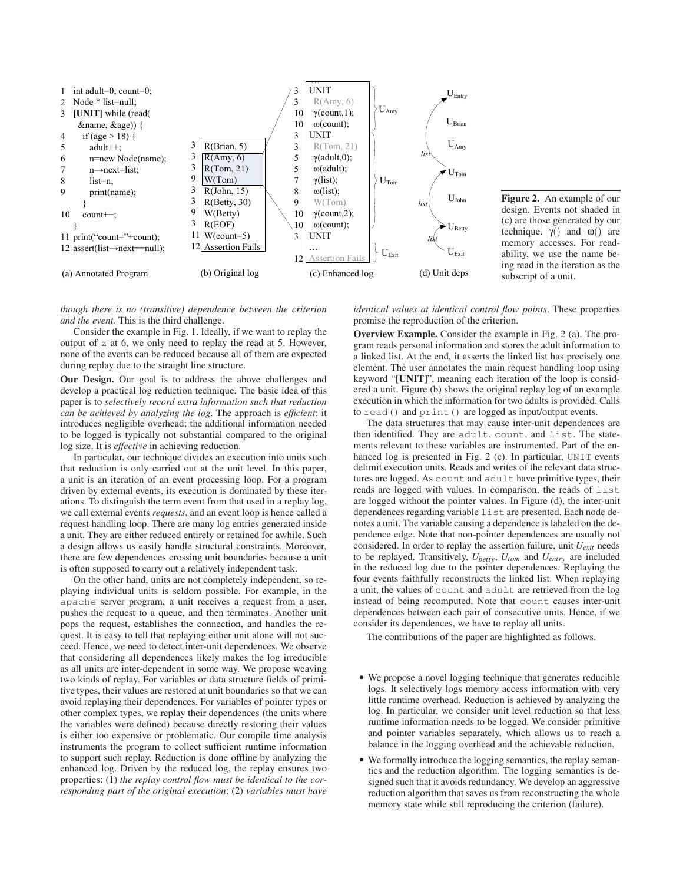(a) Annotated Program

```
1  int adult=0, count=0;
2  Node * list=null;
3  [UNIT] while (read(
      &name, &age)) {
4    if (age > 18) {
5      adult++;
6      n=new Node(name);
7      n→next=list;
8      list=n;
9      print(name);
     }
10   count++;
   }
11 print("count="+count);
12 assert(list→next==null);
```

(b) Original log

```
3  R(Brian, 5)
3  R(Amy, 6)
3  R(Tom, 21)
9  W(Tom)
3  R(John, 15)
3  R(Betty, 30)
9  W(Betty)
3  R(EOF)
11 W(count=5)
12 Assertion Fails
```

(c) Enhanced log

```
   ...
3  UNIT
3  R(Amy, 6)
10 γ(count,1);
10 ω(count);
3  UNIT
3  R(Tom, 21)
5  γ(adult,0);
5  ω(adult);
7  γ(list);
8  ω(list);
9  W(Tom)
10 γ(count,2);
10 ω(count);
3  UNIT
   ...
12 Assertion Fails
```

$U_{Amy}$, $U_{Tom}$, $U_{Exit}$

(d) Unit deps

$U_{Entry}$, $U_{Brian}$, $U_{Amy}$, $U_{Tom}$, $U_{John}$, $U_{Betty}$, $U_{Exit}$

list

list

list

**Figure 2.** An example of our design. Events not shaded in (c) are those generated by our technique. γ() and ω() are memory accesses. For readability, we use the name being read in the iteration as the subscript of a unit.

*though there is no (transitive) dependence between the criterion and the event.* This is the third challenge.

Consider the example in Fig. 1. Ideally, if we want to replay the output of z at 6, we only need to replay the read at 5. However, none of the events can be reduced because all of them are expected during replay due to the straight line structure.

**Our Design.** Our goal is to address the above challenges and develop a practical log reduction technique. The basic idea of this paper is to *selectively record extra information such that reduction can be achieved by analyzing the log*. The approach is *efficient*: it introduces negligible overhead; the additional information needed to be logged is typically not substantial compared to the original log size. It is *effective* in achieving reduction.

In particular, our technique divides an execution into units such that reduction is only carried out at the unit level. In this paper, a unit is an iteration of an event processing loop. For a program driven by external events, its execution is dominated by these iterations. To distinguish the term event from that used in a replay log, we call external events *requests*, and an event loop is hence called a request handling loop. There are many log entries generated inside a unit. They are either reduced entirely or retained for awhile. Such a design allows us easily handle structural constraints. Moreover, there are few dependences crossing unit boundaries because a unit is often supposed to carry out a relatively independent task.

On the other hand, units are not completely independent, so replaying individual units is seldom possible. For example, in the `apache` server program, a unit receives a request from a user, pushes the request to a queue, and then terminates. Another unit pops the request, establishes the connection, and handles the request. It is easy to tell that replaying either unit alone will not succeed. Hence, we need to detect inter-unit dependences. We observe that considering all dependences likely makes the log irreducible as all units are inter-dependent in some way. We propose weaving two kinds of replay. For variables or data structure fields of primitive types, their values are restored at unit boundaries so that we can avoid replaying their dependences. For variables of pointer types or other complex types, we replay their dependences (the units where the variables were defined) because directly restoring their values is either too expensive or problematic. Our compile time analysis instruments the program to collect sufficient runtime information to support such replay. Reduction is done offline by analyzing the enhanced log. Driven by the reduced log, the replay ensures two properties: (1) *the replay control flow must be identical to the corresponding part of the original execution*; (2) *variables must have identical values at identical control flow points*. These properties promise the reproduction of the criterion.

**Overview Example.** Consider the example in Fig. 2 (a). The program reads personal information and stores the adult information to a linked list. At the end, it asserts the linked list has precisely one element. The user annotates the main request handling loop using keyword "**[UNIT]**", meaning each iteration of the loop is considered a unit. Figure (b) shows the original replay log of an example execution in which the information for two adults is provided. Calls to `read()` and `print()` are logged as input/output events.

The data structures that may cause inter-unit dependences are then identified. They are `adult`, `count`, and `list`. The statements relevant to these variables are instrumented. Part of the enhanced log is presented in Fig. 2 (c). In particular, `UNIT` events delimit execution units. Reads and writes of the relevant data structures are logged. As `count` and `adult` have primitive types, their reads are logged with values. In comparison, the reads of `list` are logged without the pointer values. In Figure (d), the inter-unit dependences regarding variable `list` are presented. Each node denotes a unit. The variable causing a dependence is labeled on the dependence edge. Note that non-pointer dependences are usually not considered. In order to replay the assertion failure, unit $U_{exit}$ needs to be replayed. Transitively, $U_{betty}$, $U_{tom}$ and $U_{entry}$ are included in the reduced log due to the pointer dependences. Replaying the four events faithfully reconstructs the linked list. When replaying a unit, the values of `count` and `adult` are retrieved from the log instead of being recomputed. Note that `count` causes inter-unit dependences between each pair of consecutive units. Hence, if we consider its dependences, we have to replay all units.

The contributions of the paper are highlighted as follows.

- We propose a novel logging technique that generates reducible logs. It selectively logs memory access information with very little runtime overhead. Reduction is achieved by analyzing the log. In particular, we consider unit level reduction so that less runtime information needs to be logged. We consider primitive and pointer variables separately, which allows us to reach a balance in the logging overhead and the achievable reduction.
- We formally introduce the logging semantics, the replay semantics and the reduction algorithm. The logging semantics is designed such that it avoids redundancy. We develop an aggressive reduction algorithm that saves us from reconstructing the whole memory state while still reproducing the criterion (failure).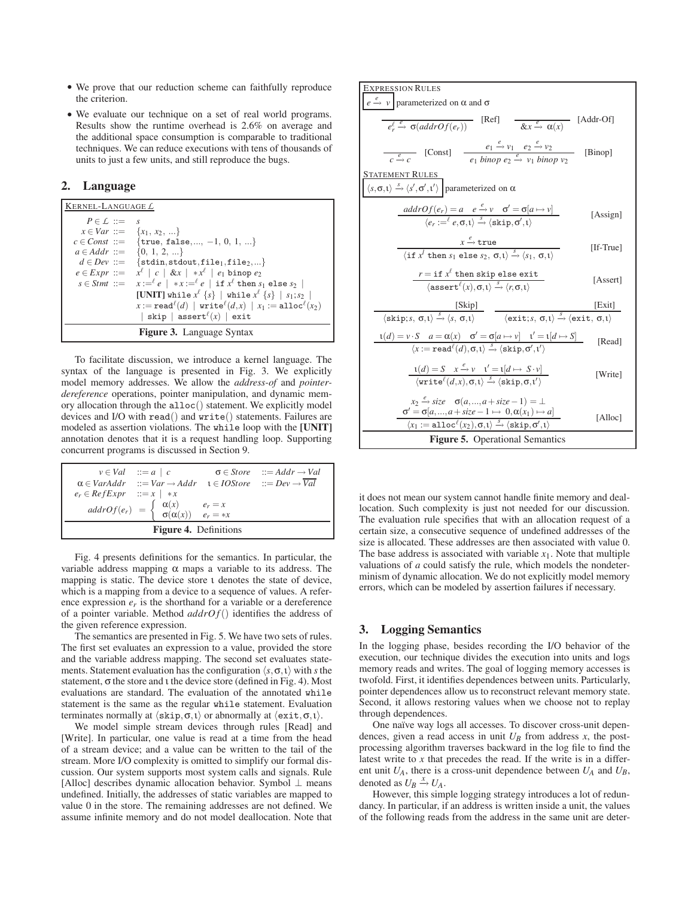- We prove that our reduction scheme can faithfully reproduce the criterion.
- We evaluate our technique on a set of real world programs. Results show the runtime overhead is 2.6% on average and the additional space consumption is comparable to traditional techniques. We can reduce executions with tens of thousands of units to just a few units, and still reproduce the bugs.

## 2. Language

KERNEL-LANGUAGE $\mathcal{L}$

$$
\begin{array}{rcl}
P \in \mathcal{L} & ::= & s \\
x \in Var & ::= & \{x_1,\, x_2,\, ...\} \\
c \in Const & ::= & \{\texttt{true},\, \texttt{false},\, ...,\, -1,\, 0,\, 1,\, ...\} \\
a \in Addr & ::= & \{0,\, 1,\, 2,\, ...\} \\
d \in Dev & ::= & \{\texttt{stdin}, \texttt{stdout}, \texttt{file}_1, \texttt{file}_2, ...\} \\
e \in Expr & ::= & x^\ell \mid c \mid \&x \mid *x^\ell \mid e_1 \; \texttt{binop} \; e_2 \\
s \in Stmt & ::= & x :=^\ell e \mid *x :=^\ell e \mid \texttt{if } x^\ell \texttt{ then } s_1 \texttt{ else } s_2 \mid \\
& & \textbf{[UNIT]} \texttt{ while } x^\ell \, \{s\} \mid \texttt{while } x^\ell \, \{s\} \mid s_1 ; s_2 \mid \\
& & x := \texttt{read}^\ell(d) \mid \texttt{write}^\ell(d, x) \mid x_1 := \texttt{alloc}^\ell(x_2) \\
& & \mid \texttt{skip} \mid \texttt{assert}^\ell(x) \mid \texttt{exit}
\end{array}
$$

**Figure 3.** Language Syntax

To facilitate discussion, we introduce a kernel language. The syntax of the language is presented in Fig. 3. We explicitly model memory addresses. We allow the *address-of* and *pointer-dereference* operations, pointer manipulation, and dynamic memory allocation through the alloc() statement. We explicitly model devices and I/O with read() and write() statements. Failures are modeled as assertion violations. The while loop with the **[UNIT]** annotation denotes that it is a request handling loop. Supporting concurrent programs is discussed in Section 9.

$$
\begin{array}{llll}
v \in Val & ::= a \mid c & \sigma \in Store & ::= Addr \rightarrow Val \\
\alpha \in VarAddr & ::= Var \rightarrow Addr & \iota \in IOStore & ::= Dev \rightarrow \overline{Val} \\
e_r \in RefExpr & ::= x \mid *x & & \\
addrOf(e_r) & = \begin{cases} \alpha(x) & e_r = x \\ \sigma(\alpha(x)) & e_r = *x \end{cases} & &
\end{array}
$$

**Figure 4.** Definitions

Fig. 4 presents definitions for the semantics. In particular, the variable address mapping $\alpha$ maps a variable to its address. The mapping is static. The device store $\iota$ denotes the state of device, which is a mapping from a device to a sequence of values. A reference expression $e_r$ is the shorthand for a variable or a dereference of a pointer variable. Method $addrOf()$ identifies the address of the given reference expression.

The semantics are presented in Fig. 5. We have two sets of rules. The first set evaluates an expression to a value, provided the store and the variable address mapping. The second set evaluates statements. Statement evaluation has the configuration $\langle s, \sigma, \iota \rangle$ with $s$ the statement, $\sigma$ the store and $\iota$ the device store (defined in Fig. 4). Most evaluations are standard. The evaluation of the annotated while statement is the same as the regular while statement. Evaluation terminates normally at $\langle \texttt{skip}, \sigma, \iota \rangle$ or abnormally at $\langle \texttt{exit}, \sigma, \iota \rangle$.

We model simple stream devices through rules [Read] and [Write]. In particular, one value is read at a time from the head of a stream device; and a value can be written to the tail of the stream. More I/O complexity is omitted to simplify our formal discussion. Our system supports most system calls and signals. Rule [Alloc] describes dynamic allocation behavior. Symbol $\perp$ means undefined. Initially, the addresses of static variables are mapped to value 0 in the store. The remaining addresses are not defined. We assume infinite memory and do not model deallocation. Note that it does not mean our system cannot handle finite memory and deallocation. Such complexity is just not needed for our discussion. The evaluation rule specifies that with an allocation request of a certain size, a consecutive sequence of undefined addresses of the size is allocated. These addresses are then associated with value 0. The base address is associated with variable $x_1$. Note that multiple valuations of $a$ could satisfy the rule, which models the nondeterminism of dynamic allocation. We do not explicitly model memory errors, which can be modeled by assertion failures if necessary.

EXPRESSION RULES

$e \xrightarrow{e} v$ parameterized on $\alpha$ and $\sigma$

$$\frac{}{e_r^\ell \xrightarrow{e} \sigma(addrOf(e_r))} \text{[Ref]} \qquad \frac{}{\&x \xrightarrow{e} \alpha(x)} \text{[Addr-Of]}$$

$$\frac{}{c \xrightarrow{e} c} \text{[Const]} \qquad \frac{e_1 \xrightarrow{e} v_1 \quad e_2 \xrightarrow{e} v_2}{e_1 \; binop \; e_2 \xrightarrow{e} v_1 \; binop \; v_2} \text{[Binop]}$$

STATEMENT RULES

$\langle s, \sigma, \iota \rangle \xrightarrow{s} \langle s', \sigma', \iota' \rangle$ parameterized on $\alpha$

$$\frac{addrOf(e_r) = a \quad e \xrightarrow{e} v \quad \sigma' = \sigma[a \mapsto v]}{\langle e_r :=^\ell e, \sigma, \iota \rangle \xrightarrow{s} \langle \texttt{skip}, \sigma', \iota \rangle} \text{[Assign]}$$

$$\frac{x \xrightarrow{e} \texttt{true}}{\langle \texttt{if } x^l \texttt{ then } s_1 \texttt{ else } s_2,\, \sigma, \iota \rangle \xrightarrow{s} \langle s_1,\, \sigma, \iota \rangle} \text{[If-True]}$$

$$\frac{r = \texttt{if } x^\ell \texttt{ then skip else exit}}{\langle \texttt{assert}^\ell(x), \sigma, \iota \rangle \xrightarrow{s} \langle r, \sigma, \iota \rangle} \text{[Assert]}$$

$$\frac{}{\langle \texttt{skip}; s,\, \sigma, \iota \rangle \xrightarrow{s} \langle s,\, \sigma, \iota \rangle} \text{[Skip]} \qquad \frac{}{\langle \texttt{exit}; s,\, \sigma, \iota \rangle \xrightarrow{s} \langle \texttt{exit},\, \sigma, \iota \rangle} \text{[Exit]}$$

$$\frac{\iota(d) = v \cdot S \quad a = \alpha(x) \quad \sigma' = \sigma[a \mapsto v] \quad \iota' = \iota[d \mapsto S]}{\langle x := \texttt{read}^\ell(d), \sigma, \iota \rangle \xrightarrow{s} \langle \texttt{skip}, \sigma', \iota' \rangle} \text{[Read]}$$

$$\frac{\iota(d) = S \quad x \xrightarrow{e} v \quad \iota' = \iota[d \mapsto S \cdot v]}{\langle \texttt{write}^\ell(d, x), \sigma, \iota \rangle \xrightarrow{s} \langle \texttt{skip}, \sigma, \iota' \rangle} \text{[Write]}$$

$$\frac{x_2 \xrightarrow{e} size \quad \sigma(a, ..., a + size - 1) = \perp \quad \sigma' = \sigma[a, ..., a + size - 1 \mapsto 0, \alpha(x_1) \mapsto a]}{\langle x_1 := \texttt{alloc}^\ell(x_2), \sigma, \iota \rangle \xrightarrow{s} \langle \texttt{skip}, \sigma', \iota \rangle} \text{[Alloc]}$$

**Figure 5.** Operational Semantics

## 3. Logging Semantics

In the logging phase, besides recording the I/O behavior of the execution, our technique divides the execution into units and logs memory reads and writes. The goal of logging memory accesses is twofold. First, it identifies dependences between units. Particularly, pointer dependences allow us to reconstruct relevant memory state. Second, it allows restoring values when we choose not to replay through dependences.

One naïve way logs all accesses. To discover cross-unit dependences, given a read access in unit $U_B$ from address $x$, the post-processing algorithm traverses backward in the log file to find the latest write to $x$ that precedes the read. If the write is in a different unit $U_A$, there is a cross-unit dependence between $U_A$ and $U_B$, denoted as $U_B \xrightarrow{x} U_A$.

However, this simple logging strategy introduces a lot of redundancy. In particular, if an address is written inside a unit, the values of the following reads from the address in the same unit are deter-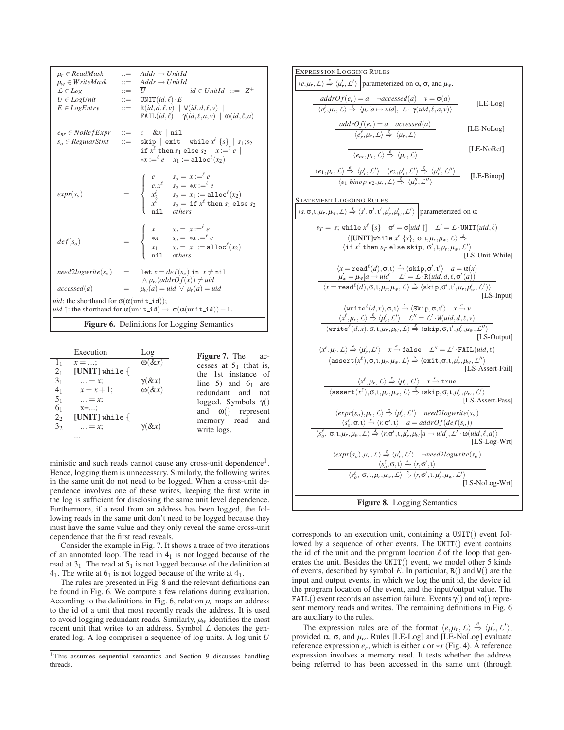$$
\begin{array}{lcl}
\mu_r \in ReadMask & ::= & Addr \to UnitId \\
\mu_w \in WriteMask & ::= & Addr \to UnitId \\
\mathcal{L} \in Log & ::= & \overline{U} \qquad id \in UnitId ::= Z^+ \\
U \in LogUnit & ::= & \texttt{UNIT}(id,\ell)\cdot\overline{E} \\
E \in LogEntry & ::= & \texttt{R}(id,d,\ell,v) \mid \texttt{W}(id,d,\ell,v) \mid \\
 & & \texttt{FAIL}(id,\ell) \mid \gamma(id,\ell,a,v) \mid \omega(id,\ell,a) \\
 & & \\
e_{nr} \in NoRefExpr & ::= & c \mid \&x \mid \texttt{nil} \\
s_o \in RegularStmt & ::= & \texttt{skip} \mid \texttt{exit} \mid \texttt{while}\ x^\ell\ \{s\} \mid s_1;s_2 \\
 & & \texttt{if}\ x^\ell\ \texttt{then}\ s_1\ \texttt{else}\ s_2 \mid x :=^\ell e \mid \\
 & & *x :=^\ell e \mid x_1 := \texttt{alloc}^\ell(x_2)
\end{array}
$$

$$
expr(s_o) = \begin{cases} e & s_o = x :=^\ell e \\ e, x^\ell & s_o = *x :=^\ell e \\ x_2^\ell & s_o = x_1 := \texttt{alloc}^\ell(x_2) \\ x^\ell & s_o = \texttt{if}\ x^\ell\ \texttt{then}\ s_1\ \texttt{else}\ s_2 \\ \texttt{nil} & others \end{cases}
$$

$$
def(s_o) = \begin{cases} x & s_o = x :=^\ell e \\ *x & s_o = *x :=^\ell e \\ x_1 & s_o = x_1 := \texttt{alloc}^\ell(x_2) \\ \texttt{nil} & others \end{cases}
$$

$$
need2logwrite(s_o) = \texttt{let}\ x = def(s_o)\ \texttt{in}\ x \neq \texttt{nil} \wedge \mu_w(addrOf(x)) \neq uid
$$

$$
accessed(a) = \mu_w(a) = uid \vee \mu_r(a) = uid
$$

*uid*: the shorthand for $\sigma(\alpha(\texttt{unit\_id}))$;
*uid* $\uparrow$: the shorthand for $\alpha(\texttt{unit\_id}) \mapsto \sigma(\alpha(\texttt{unit\_id}))+1$.

**Figure 6.** Definitions for Logging Semantics

| | Execution | Log |
|---|---|---|
| $1_1$ | $x = ...;$ | $\omega(\&x)$ |
| $2_1$ | **[UNIT]** while { | |
| $3_1$ | $... = x;$ | $\gamma(\&x)$ |
| $4_1$ | $x = x+1;$ | $\omega(\&x)$ |
| $5_1$ | $... = x;$ | |
| $6_1$ | x=...; | |
| $2_2$ | **[UNIT]** while { | |
| $3_2$ | $... = x;$ | $\gamma(\&x)$ |
| | ... | |

**Figure 7.** The accesses at $5_1$ (that is, the 1st instance of line 5) and $6_1$ are redundant and not logged. Symbols $\gamma()$ and $\omega()$ represent memory read and write logs.

ministic and such reads cannot cause any cross-unit dependence[1]. Hence, logging them is unnecessary. Similarly, the following writes in the same unit do not need to be logged. When a cross-unit dependence involves one of these writes, keeping the first write in the log is sufficient for disclosing the same unit level dependence. Furthermore, if a read from an address has been logged, the following reads in the same unit don't need to be logged because they must have the same value and they only reveal the same cross-unit dependence that the first read reveals.

Consider the example in Fig. 7. It shows a trace of two iterations of an annotated loop. The read in $4_1$ is not logged because of the read at $3_1$. The read at $5_1$ is not logged because of the definition at $4_1$. The write at $6_1$ is not logged because of the write at $4_1$.

The rules are presented in Fig. 8 and the relevant definitions can be found in Fig. 6. We compute a few relations during evaluation. According to the definitions in Fig. 6, relation $\mu_r$ maps an address to the id of a unit that most recently reads the address. It is used to avoid logging redundant reads. Similarly, $\mu_w$ identifies the most recent unit that writes to an address. Symbol $\mathcal{L}$ denotes the generated log. A log comprises a sequence of log units. A log unit $U$ corresponds to an execution unit, containing a UNIT() event followed by a sequence of other events. The UNIT() event contains the id of the unit and the program location $\ell$ of the loop that generates the unit. Besides the UNIT() event, we model other 5 kinds of events, described by symbol $E$. In particular, R() and W() are the input and output events, in which we log the unit id, the device id, the program location of the event, and the input/output value. The FAIL() event records an assertion failure. Events $\gamma()$ and $\omega()$ represent memory reads and writes. The remaining definitions in Fig. 6 are auxiliary to the rules.

[1] This assumes sequential semantics and Section 9 discusses handling threads.

EXPRESSION LOGGING RULES

$\langle e, \mu_r, \mathcal{L}\rangle \overset{e}{\Rightarrow} \langle \mu_r', \mathcal{L}'\rangle$ parameterized on $\alpha$, $\sigma$, and $\mu_w$.

$$
\frac{addrOf(e_r) = a \quad \neg accessed(a) \quad v = \sigma(a)}{\langle e_r^\ell, \mu_r, \mathcal{L}\rangle \overset{e}{\Rightarrow} \langle \mu_r[a \mapsto uid],\ \mathcal{L}\cdot\gamma(uid,\ell,a,v)\rangle} \quad \text{[LE-Log]}
$$

$$
\frac{addrOf(e_r) = a \quad accessed(a)}{\langle e_r^\ell, \mu_r, \mathcal{L}\rangle \overset{e}{\Rightarrow} \langle \mu_r, \mathcal{L}\rangle} \quad \text{[LE-NoLog]}
$$

$$
\frac{}{\langle e_{nr}, \mu_r, \mathcal{L}\rangle \overset{e}{\Rightarrow} \langle \mu_r, \mathcal{L}\rangle} \quad \text{[LE-NoRef]}
$$

$$
\frac{\langle e_1, \mu_r, \mathcal{L}\rangle \overset{e}{\Rightarrow} \langle \mu_r', \mathcal{L}'\rangle \quad \langle e_2, \mu_r', \mathcal{L}'\rangle \overset{e}{\Rightarrow} \langle \mu_r'', \mathcal{L}''\rangle}{\langle e_1\ binop\ e_2, \mu_r, \mathcal{L}\rangle \overset{e}{\Rightarrow} \langle \mu_r'', \mathcal{L}''\rangle} \quad \text{[LE-Binop]}
$$

STATEMENT LOGGING RULES

$\langle s, \sigma, \iota, \mu_r, \mu_w, \mathcal{L}\rangle \overset{s}{\Rightarrow} \langle s', \sigma', \iota', \mu_r', \mu_w', \mathcal{L}'\rangle$ parameterized on $\alpha$

$$
\frac{s_T = s;\ \texttt{while}\ x^\ell\ \{s\} \quad \sigma' = \sigma[uid\uparrow] \quad \mathcal{L}' = \mathcal{L}\cdot\texttt{UNIT}(uid,\ell)}{\begin{array}{c}\langle \textbf{[UNIT]}\texttt{while}\ x^\ell\ \{s\},\ \sigma, \iota, \mu_r, \mu_w, \mathcal{L}\rangle \overset{s}{\Rightarrow} \\ \langle \texttt{if}\ x^\ell\ \texttt{then}\ s_T\ \texttt{else skip},\ \sigma', \iota, \mu_r, \mu_w, \mathcal{L}'\rangle\end{array}} \quad \text{[LS-Unit-While]}
$$

$$
\frac{\begin{array}{c}\langle x = \texttt{read}^\ell(d), \sigma, \iota\rangle \overset{s}{\rightarrow} \langle \texttt{skip}, \sigma', \iota'\rangle \quad a = \alpha(x) \\ \mu_w' = \mu_w[a \mapsto uid] \quad \mathcal{L}' = \mathcal{L}\cdot\texttt{R}(uid,d,\ell,\sigma'(a))\end{array}}{\langle x = \texttt{read}^\ell(d), \sigma, \iota, \mu_r, \mu_w, \mathcal{L}\rangle \overset{s}{\Rightarrow} \langle \texttt{skip}, \sigma', \iota', \mu_r, \mu_w', \mathcal{L}'\rangle} \quad \text{[LS-Input]}
$$

$$
\frac{\begin{array}{c}\langle \texttt{write}^\ell(d,x), \sigma, \iota\rangle \overset{s}{\rightarrow} \langle \texttt{Skip}, \sigma, \iota'\rangle \quad x \overset{e}{\rightarrow} v \\ \langle x^\ell, \mu_r, \mathcal{L}\rangle \overset{e}{\Rightarrow} \langle \mu_r', \mathcal{L}'\rangle \quad \mathcal{L}'' = \mathcal{L}'\cdot\texttt{W}(uid,d,\ell,v)\end{array}}{\langle \texttt{write}^\ell(d,x), \sigma, \iota, \mu_r, \mu_w, \mathcal{L}\rangle \overset{s}{\Rightarrow} \langle \texttt{skip}, \sigma, \iota', \mu_r', \mu_w, \mathcal{L}''\rangle} \quad \text{[LS-Output]}
$$

$$
\frac{\langle x^\ell, \mu_r, \mathcal{L}\rangle \overset{e}{\Rightarrow} \langle \mu_r', \mathcal{L}'\rangle \quad x \overset{e}{\rightarrow} \texttt{false} \quad \mathcal{L}'' = \mathcal{L}'\cdot\texttt{FAIL}(uid,\ell)}{\langle \texttt{assert}(x^\ell), \sigma, \iota, \mu_r, \mu_w, \mathcal{L}\rangle \overset{s}{\Rightarrow} \langle \texttt{exit}, \sigma, \iota, \mu_r', \mu_w, \mathcal{L}''\rangle} \quad \text{[LS-Assert-Fail]}
$$

$$
\frac{\langle x^\ell, \mu_r, \mathcal{L}\rangle \overset{e}{\Rightarrow} \langle \mu_r', \mathcal{L}'\rangle \quad x \overset{e}{\rightarrow} \texttt{true}}{\langle \texttt{assert}(x^\ell), \sigma, \iota, \mu_r, \mu_w, \mathcal{L}\rangle \overset{s}{\Rightarrow} \langle \texttt{skip}, \sigma, \iota, \mu_r', \mu_w, \mathcal{L}'\rangle} \quad \text{[LS-Assert-Pass]}
$$

$$
\frac{\begin{array}{c}\langle expr(s_o), \mu_r, \mathcal{L}\rangle \overset{e}{\Rightarrow} \langle \mu_r', \mathcal{L}'\rangle \quad need2logwrite(s_o) \\ \langle s_o^\ell, \sigma, \iota\rangle \overset{s}{\rightarrow} \langle r, \sigma', \iota\rangle \quad a = addrOf(def(s_o))\end{array}}{\langle s_o^\ell,\ \sigma, \iota, \mu_r, \mu_w, \mathcal{L}\rangle \overset{s}{\Rightarrow} \langle r, \sigma', \iota, \mu_r', \mu_w[a \mapsto uid], \mathcal{L}'\cdot\omega(uid,\ell,a)\rangle} \quad \text{[LS-Log-Wrt]}
$$

$$
\frac{\begin{array}{c}\langle expr(s_o), \mu_r, \mathcal{L}\rangle \overset{e}{\Rightarrow} \langle \mu_r', \mathcal{L}'\rangle \quad \neg need2logwrite(s_o) \\ \langle s_o^\ell, \sigma, \iota\rangle \overset{s}{\rightarrow} \langle r, \sigma', \iota\rangle\end{array}}{\langle s_o^\ell,\ \sigma, \iota, \mu_r, \mu_w, \mathcal{L}\rangle \overset{s}{\Rightarrow} \langle r, \sigma', \iota, \mu_r', \mu_w, \mathcal{L}'\rangle} \quad \text{[LS-NoLog-Wrt]}
$$

**Figure 8.** Logging Semantics

The expression rules are of the format $\langle e, \mu_r, \mathcal{L}\rangle \overset{e}{\Rightarrow} \langle \mu_r', \mathcal{L}'\rangle$, provided $\alpha$, $\sigma$, and $\mu_w$. Rules [LE-Log] and [LE-NoLog] evaluate reference expression $e_r$, which is either $x$ or $*x$ (Fig. 4). A reference expression involves a memory read. It tests whether the address being referred to has been accessed in the same unit (through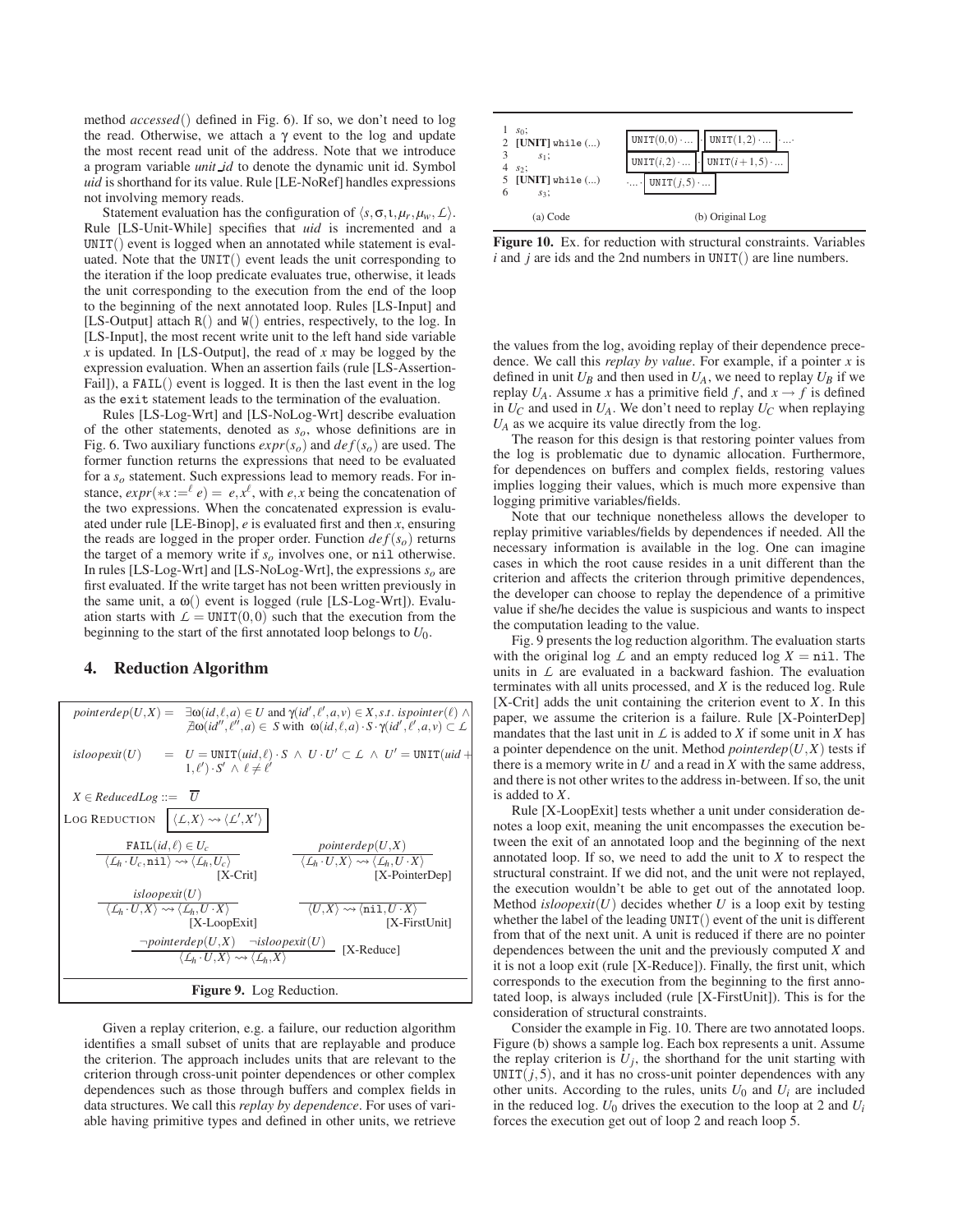method *accessed*() defined in Fig. 6). If so, we don't need to log the read. Otherwise, we attach a $\gamma$ event to the log and update the most recent read unit of the address. Note that we introduce a program variable *unit_id* to denote the dynamic unit id. Symbol *uid* is shorthand for its value. Rule [LE-NoRef] handles expressions not involving memory reads.

Statement evaluation has the configuration of $\langle s, \sigma, \iota, \mu_r, \mu_w, \mathcal{L}\rangle$. Rule [LS-Unit-While] specifies that *uid* is incremented and a UNIT() event is logged when an annotated while statement is evaluated. Note that the UNIT() event leads the unit corresponding to the iteration if the loop predicate evaluates true, otherwise, it leads the unit corresponding to the execution from the end of the loop to the beginning of the next annotated loop. Rules [LS-Input] and [LS-Output] attach R() and W() entries, respectively, to the log. In [LS-Input], the most recent write unit to the left hand side variable $x$ is updated. In [LS-Output], the read of $x$ may be logged by the expression evaluation. When an assertion fails (rule [LS-Assertion-Fail]), a FAIL() event is logged. It is then the last event in the log as the exit statement leads to the termination of the evaluation.

Rules [LS-Log-Wrt] and [LS-NoLog-Wrt] describe evaluation of the other statements, denoted as $s_o$, whose definitions are in Fig. 6. Two auxiliary functions $expr(s_o)$ and $def(s_o)$ are used. The former function returns the expressions that need to be evaluated for a $s_o$ statement. Such expressions lead to memory reads. For instance, $expr(*x :=^{\ell} e) = e, x^{\ell}$, with $e, x$ being the concatenation of the two expressions. When the concatenated expression is evaluated under rule [LE-Binop], $e$ is evaluated first and then $x$, ensuring the reads are logged in the proper order. Function $def(s_o)$ returns the target of a memory write if $s_o$ involves one, or nil otherwise. In rules [LS-Log-Wrt] and [LS-NoLog-Wrt], the expressions $s_o$ are first evaluated. If the write target has not been written previously in the same unit, a $\omega()$ event is logged (rule [LS-Log-Wrt]). Evaluation starts with $\mathcal{L} = \texttt{UNIT}(0,0)$ such that the execution from the beginning to the start of the first annotated loop belongs to $U_0$.

## 4. Reduction Algorithm

$$pointerdep(U,X) = \exists\omega(id,\ell,a) \in U \text{ and } \gamma(id',\ell',a,v) \in X, s.t.\ ispointer(\ell) \wedge \nexists\omega(id'',\ell'',a) \in S \text{ with } \omega(id,\ell,a)\cdot S\cdot\gamma(id',\ell',a,v) \subset \mathcal{L}$$

$$isloopexit(U) = U = \texttt{UNIT}(uid,\ell)\cdot S \ \wedge\ U\cdot U' \subset \mathcal{L} \ \wedge\ U' = \texttt{UNIT}(uid+1,\ell')\cdot S' \ \wedge\ \ell \neq \ell'$$

$$X \in ReducedLog ::= \overline{U}$$

LOG REDUCTION $\boxed{\langle \mathcal{L}, X\rangle \rightsquigarrow \langle \mathcal{L}', X'\rangle}$

$$\frac{\texttt{FAIL}(id,\ell) \in U_c}{\langle \mathcal{L}_h\cdot U_c, \texttt{nil}\rangle \rightsquigarrow \langle \mathcal{L}_h, U_c\rangle}\ \text{[X-Crit]} \qquad \frac{pointerdep(U,X)}{\langle \mathcal{L}_h\cdot U, X\rangle \rightsquigarrow \langle \mathcal{L}_h, U\cdot X\rangle}\ \text{[X-PointerDep]}$$

$$\frac{isloopexit(U)}{\langle \mathcal{L}_h\cdot U, X\rangle \rightsquigarrow \langle \mathcal{L}_h, U\cdot X\rangle}\ \text{[X-LoopExit]} \qquad \frac{}{\langle U, X\rangle \rightsquigarrow \langle \texttt{nil}, U\cdot X\rangle}\ \text{[X-FirstUnit]}$$

$$\frac{\neg pointerdep(U,X) \quad \neg isloopexit(U)}{\langle \mathcal{L}_h\cdot U, X\rangle \rightsquigarrow \langle \mathcal{L}_h, X\rangle}\ \text{[X-Reduce]}$$

**Figure 9.** Log Reduction.

Given a replay criterion, e.g. a failure, our reduction algorithm identifies a small subset of units that are replayable and produce the criterion. The approach includes units that are relevant to the criterion through cross-unit pointer dependences or other complex dependences such as those through buffers and complex fields in data structures. We call this *replay by dependence*. For uses of variable having primitive types and defined in other units, we retrieve the values from the log, avoiding replay of their dependence precedence. We call this *replay by value*. For example, if a pointer $x$ is defined in unit $U_B$ and then used in $U_A$, we need to replay $U_B$ if we replay $U_A$. Assume $x$ has a primitive field $f$, and $x \rightarrow f$ is defined in $U_C$ and used in $U_A$. We don't need to replay $U_C$ when replaying $U_A$ as we acquire its value directly from the log.

The reason for this design is that restoring pointer values from the log is problematic due to dynamic allocation. Furthermore, for dependences on buffers and complex fields, restoring values implies logging their values, which is much more expensive than logging primitive variables/fields.

Note that our technique nonetheless allows the developer to replay primitive variables/fields by dependences if needed. All the necessary information is available in the log. One can imagine cases in which the root cause resides in a unit different than the criterion and affects the criterion through primitive dependences, the developer can choose to replay the dependence of a primitive value if she/he decides the value is suspicious and wants to inspect the computation leading to the value.

Fig. 9 presents the log reduction algorithm. The evaluation starts with the original log $\mathcal{L}$ and an empty reduced log $X = \texttt{nil}$. The units in $\mathcal{L}$ are evaluated in a backward fashion. The evaluation terminates with all units processed, and $X$ is the reduced log. Rule [X-Crit] adds the unit containing the criterion event to $X$. In this paper, we assume the criterion is a failure. Rule [X-PointerDep] mandates that the last unit in $\mathcal{L}$ is added to $X$ if some unit in $X$ has a pointer dependence on the unit. Method $pointerdep(U,X)$ tests if there is a memory write in $U$ and a read in $X$ with the same address, and there is not other writes to the address in-between. If so, the unit is added to $X$.

Rule [X-LoopExit] tests whether a unit under consideration denotes a loop exit, meaning the unit encompasses the execution between the exit of an annotated loop and the beginning of the next annotated loop. If so, we need to add the unit to $X$ to respect the structural constraint. If we did not, and the unit were not replayed, the execution wouldn't be able to get out of the annotated loop. Method $isloopexit(U)$ decides whether $U$ is a loop exit by testing whether the label of the leading UNIT() event of the unit is different from that of the next unit. A unit is reduced if there are no pointer dependences between the unit and the previously computed $X$ and it is not a loop exit (rule [X-Reduce]). Finally, the first unit, which corresponds to the execution from the beginning to the first annotated loop, is always included (rule [X-FirstUnit]). This is for the consideration of structural constraints.

```
1  s0;
2  [UNIT] while (...)
3     s1;
4  s2;
5  [UNIT] while (...)
6     s3;
```

(a) Code

$\boxed{\texttt{UNIT}(0,0)\cdot\ldots}\cdot\boxed{\texttt{UNIT}(1,2)\cdot\ldots}\cdot\ldots\cdot$
$\boxed{\texttt{UNIT}(i,2)\cdot\ldots}\cdot\boxed{\texttt{UNIT}(i+1,5)\cdot\ldots}$
$\cdot\ldots\cdot\boxed{\texttt{UNIT}(j,5)\cdot\ldots}$

(b) Original Log

**Figure 10.** Ex. for reduction with structural constraints. Variables $i$ and $j$ are ids and the 2nd numbers in UNIT() are line numbers.

Consider the example in Fig. 10. There are two annotated loops. Figure (b) shows a sample log. Each box represents a unit. Assume the replay criterion is $U_j$, the shorthand for the unit starting with $\texttt{UNIT}(j,5)$, and it has no cross-unit pointer dependences with any other units. According to the rules, units $U_0$ and $U_i$ are included in the reduced log. $U_0$ drives the execution to the loop at 2 and $U_i$ forces the execution get out of loop 2 and reach loop 5.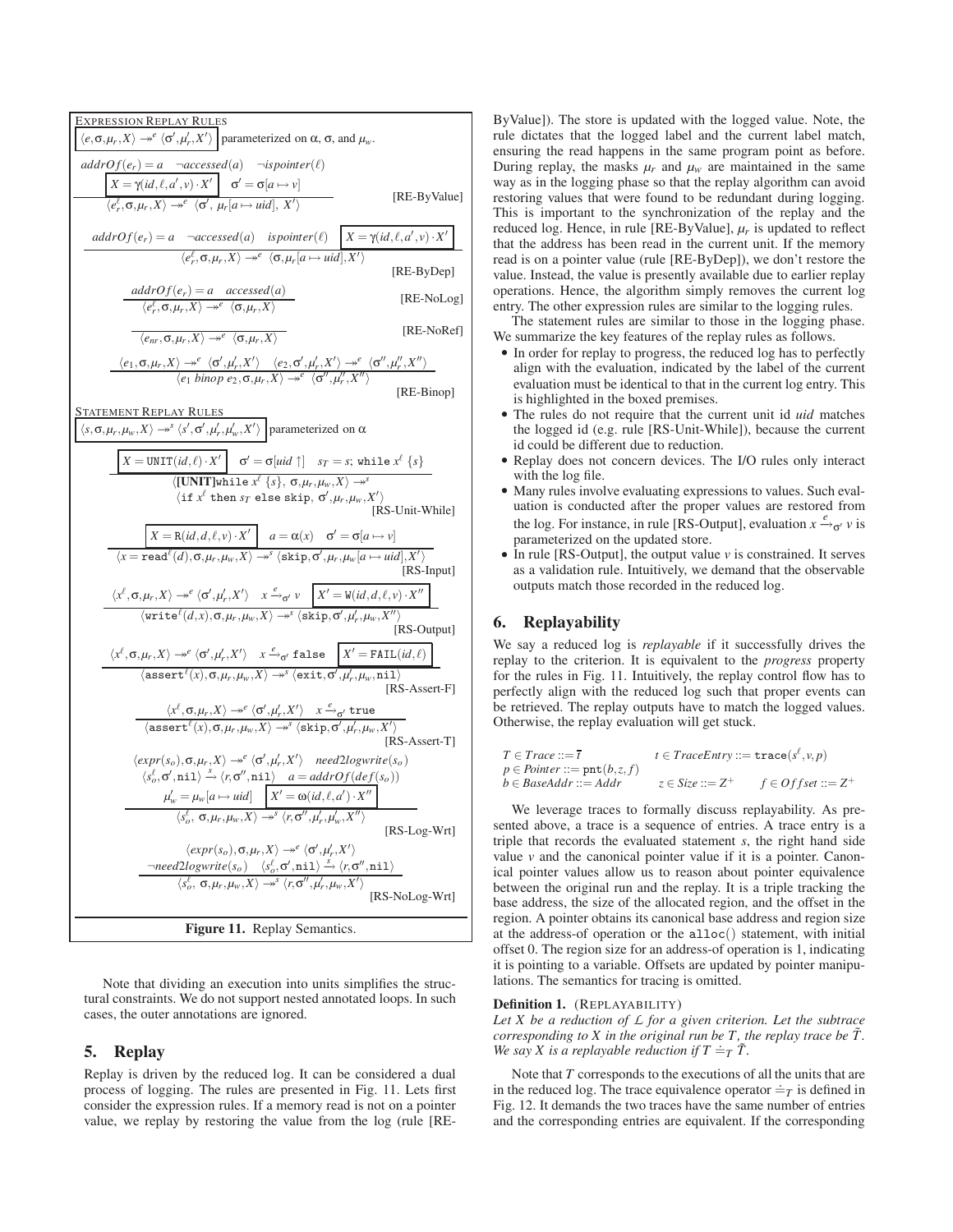**EXPRESSION REPLAY RULES**

$\boxed{\langle e, \sigma, \mu_r, X\rangle \twoheadrightarrow^e \langle \sigma', \mu_r', X'\rangle}$ parameterized on $\alpha$, $\sigma$, and $\mu_w$.

$$\frac{addrOf(e_r) = a \quad \neg accessed(a) \quad \neg ispointer(\ell) \quad \boxed{X = \gamma(id, \ell, a', v)\cdot X'} \quad \sigma' = \sigma[a \mapsto v]}{\langle e_r^\ell, \sigma, \mu_r, X\rangle \twoheadrightarrow^e \langle \sigma', \mu_r[a \mapsto uid], X'\rangle} \text{[RE-ByValue]}$$

$$\frac{addrOf(e_r) = a \quad \neg accessed(a) \quad ispointer(\ell) \quad \boxed{X = \gamma(id, \ell, a', v)\cdot X'}}{\langle e_r^\ell, \sigma, \mu_r, X\rangle \twoheadrightarrow^e \langle \sigma, \mu_r[a \mapsto uid], X'\rangle} \text{[RE-ByDep]}$$

$$\frac{addrOf(e_r) = a \quad accessed(a)}{\langle e_r^\ell, \sigma, \mu_r, X\rangle \twoheadrightarrow^e \langle \sigma, \mu_r, X\rangle} \text{[RE-NoLog]}$$

$$\frac{}{\langle e_{nr}, \sigma, \mu_r, X\rangle \twoheadrightarrow^e \langle \sigma, \mu_r, X\rangle} \text{[RE-NoRef]}$$

$$\frac{\langle e_1, \sigma, \mu_r, X\rangle \twoheadrightarrow^e \langle \sigma', \mu_r', X'\rangle \quad \langle e_2, \sigma', \mu_r', X'\rangle \twoheadrightarrow^e \langle \sigma'', \mu_r'', X''\rangle}{\langle e_1 \; binop \; e_2, \sigma, \mu_r, X\rangle \twoheadrightarrow^e \langle \sigma'', \mu_r'', X''\rangle} \text{[RE-Binop]}$$

**STATEMENT REPLAY RULES**

$\boxed{\langle s, \sigma, \mu_r, \mu_w, X\rangle \twoheadrightarrow^s \langle s', \sigma', \mu_r', \mu_w', X'\rangle}$ parameterized on $\alpha$

$$\frac{\boxed{X = \texttt{UNIT}(id, \ell)\cdot X'} \quad \sigma' = \sigma[uid \uparrow] \quad s_T = s;\ \texttt{while}\ x^\ell\ \{s\}}{\langle \textbf{[UNIT]}\texttt{while}\ x^\ell\ \{s\},\ \sigma, \mu_r, \mu_w, X\rangle \twoheadrightarrow^s \langle \texttt{if}\ x^\ell\ \texttt{then}\ s_T\ \texttt{else skip},\ \sigma', \mu_r, \mu_w, X'\rangle} \text{[RS-Unit-While]}$$

$$\frac{\boxed{X = \texttt{R}(id, d, \ell, v)\cdot X'} \quad a = \alpha(x) \quad \sigma' = \sigma[a \mapsto v]}{\langle x = \texttt{read}^\ell(d), \sigma, \mu_r, \mu_w, X\rangle \twoheadrightarrow^s \langle \texttt{skip}, \sigma', \mu_r, \mu_w[a \mapsto uid], X'\rangle} \text{[RS-Input]}$$

$$\frac{\langle x^\ell, \sigma, \mu_r, X\rangle \twoheadrightarrow^e \langle \sigma', \mu_r', X'\rangle \quad x \xrightarrow{e}_{\sigma'} v \quad \boxed{X' = \texttt{W}(id, d, \ell, v)\cdot X''}}{\langle \texttt{write}^\ell(d, x), \sigma, \mu_r, \mu_w, X\rangle \twoheadrightarrow^s \langle \texttt{skip}, \sigma', \mu_r', \mu_w, X''\rangle} \text{[RS-Output]}$$

$$\frac{\langle x^\ell, \sigma, \mu_r, X\rangle \twoheadrightarrow^e \langle \sigma', \mu_r', X'\rangle \quad x \xrightarrow{e}_{\sigma'} \texttt{false} \quad \boxed{X' = \texttt{FAIL}(id, \ell)}}{\langle \texttt{assert}^\ell(x), \sigma, \mu_r, \mu_w, X\rangle \twoheadrightarrow^s \langle \texttt{exit}, \sigma', \mu_r', \mu_w, \texttt{nil}\rangle} \text{[RS-Assert-F]}$$

$$\frac{\langle x^\ell, \sigma, \mu_r, X\rangle \twoheadrightarrow^e \langle \sigma', \mu_r', X'\rangle \quad x \xrightarrow{e}_{\sigma'} \texttt{true}}{\langle \texttt{assert}^\ell(x), \sigma, \mu_r, \mu_w, X\rangle \twoheadrightarrow^s \langle \texttt{skip}, \sigma', \mu_r', \mu_w, X'\rangle} \text{[RS-Assert-T]}$$

$$\frac{\begin{array}{c}\langle expr(s_o), \sigma, \mu_r, X\rangle \twoheadrightarrow^e \langle \sigma', \mu_r', X'\rangle \quad need2logwrite(s_o) \\ \langle s_o^\ell, \sigma', \texttt{nil}\rangle \xrightarrow{s} \langle r, \sigma'', \texttt{nil}\rangle \quad a = addrOf(def(s_o)) \\ \mu_w' = \mu_w[a \mapsto uid] \quad \boxed{X' = \omega(id, \ell, a')\cdot X''}\end{array}}{\langle s_o^\ell,\ \sigma, \mu_r, \mu_w, X\rangle \twoheadrightarrow^s \langle r, \sigma'', \mu_r', \mu_w', X''\rangle} \text{[RS-Log-Wrt]}$$

$$\frac{\begin{array}{c}\langle expr(s_o), \sigma, \mu_r, X\rangle \twoheadrightarrow^e \langle \sigma', \mu_r', X'\rangle \\ \neg need2logwrite(s_o) \quad \langle s_o^\ell, \sigma', \texttt{nil}\rangle \xrightarrow{s} \langle r, \sigma'', \texttt{nil}\rangle\end{array}}{\langle s_o^\ell,\ \sigma, \mu_r, \mu_w, X\rangle \twoheadrightarrow^s \langle r, \sigma'', \mu_r', \mu_w, X'\rangle} \text{[RS-NoLog-Wrt]}$$

**Figure 11.** Replay Semantics.

Note that dividing an execution into units simplifies the structural constraints. We do not support nested annotated loops. In such cases, the outer annotations are ignored.

## 5. Replay

Replay is driven by the reduced log. It can be considered a dual process of logging. The rules are presented in Fig. 11. Lets first consider the expression rules. If a memory read is not on a pointer value, we replay by restoring the value from the log (rule [RE-ByValue]). The store is updated with the logged value. Note, the rule dictates that the logged label and the current label match, ensuring the read happens in the same program point as before. During replay, the masks $\mu_r$ and $\mu_w$ are maintained in the same way as in the logging phase so that the replay algorithm can avoid restoring values that were found to be redundant during logging. This is important to the synchronization of the replay and the reduced log. Hence, in rule [RE-ByValue], $\mu_r$ is updated to reflect that the address has been read in the current unit. If the memory read is on a pointer value (rule [RE-ByDep]), we don't restore the value. Instead, the value is presently available due to earlier replay operations. Hence, the algorithm simply removes the current log entry. The other expression rules are similar to the logging rules.

The statement rules are similar to those in the logging phase. We summarize the key features of the replay rules as follows.

- In order for replay to progress, the reduced log has to perfectly align with the evaluation, indicated by the label of the current evaluation must be identical to that in the current log entry. This is highlighted in the boxed premises.
- The rules do not require that the current unit id *uid* matches the logged id (e.g. rule [RS-Unit-While]), because the current id could be different due to reduction.
- Replay does not concern devices. The I/O rules only interact with the log file.
- Many rules involve evaluating expressions to values. Such evaluation is conducted after the proper values are restored from the log. For instance, in rule [RS-Output], evaluation $x \xrightarrow{e}_{\sigma'} v$ is parameterized on the updated store.
- In rule [RS-Output], the output value $v$ is constrained. It serves as a validation rule. Intuitively, we demand that the observable outputs match those recorded in the reduced log.

## 6. Replayability

We say a reduced log is *replayable* if it successfully drives the replay to the criterion. It is equivalent to the *progress* property for the rules in Fig. 11. Intuitively, the replay control flow has to perfectly align with the reduced log such that proper events can be retrieved. The replay outputs have to match the logged values. Otherwise, the replay evaluation will get stuck.

$$\begin{array}{ll} T \in Trace ::= \overline{t} & t \in TraceEntry ::= \texttt{trace}(s^\ell, v, p) \\ p \in Pointer ::= \texttt{pnt}(b, z, f) & \\ b \in BaseAddr ::= Addr & z \in Size ::= Z^+ \qquad f \in Offset ::= Z^+ \end{array}$$

We leverage traces to formally discuss replayability. As presented above, a trace is a sequence of entries. A trace entry is a triple that records the evaluated statement $s$, the right hand side value $v$ and the canonical pointer value if it is a pointer. Canonical pointer values allow us to reason about pointer equivalence between the original run and the replay. It is a triple tracking the base address, the size of the allocated region, and the offset in the region. A pointer obtains its canonical base address and region size at the address-of operation or the `alloc()` statement, with initial offset 0. The region size for an address-of operation is 1, indicating it is pointing to a variable. Offsets are updated by pointer manipulations. The semantics for tracing is omitted.

**Definition 1.** (REPLAYABILITY)
*Let $X$ be a reduction of $\mathcal{L}$ for a given criterion. Let the subtrace corresponding to $X$ in the original run be $T$, the replay trace be $\tilde{T}$. We say $X$ is a replayable reduction if $T \doteq_T \tilde{T}$.*

Note that $T$ corresponds to the executions of all the units that are in the reduced log. The trace equivalence operator $\doteq_T$ is defined in Fig. 12. It demands the two traces have the same number of entries and the corresponding entries are equivalent. If the corresponding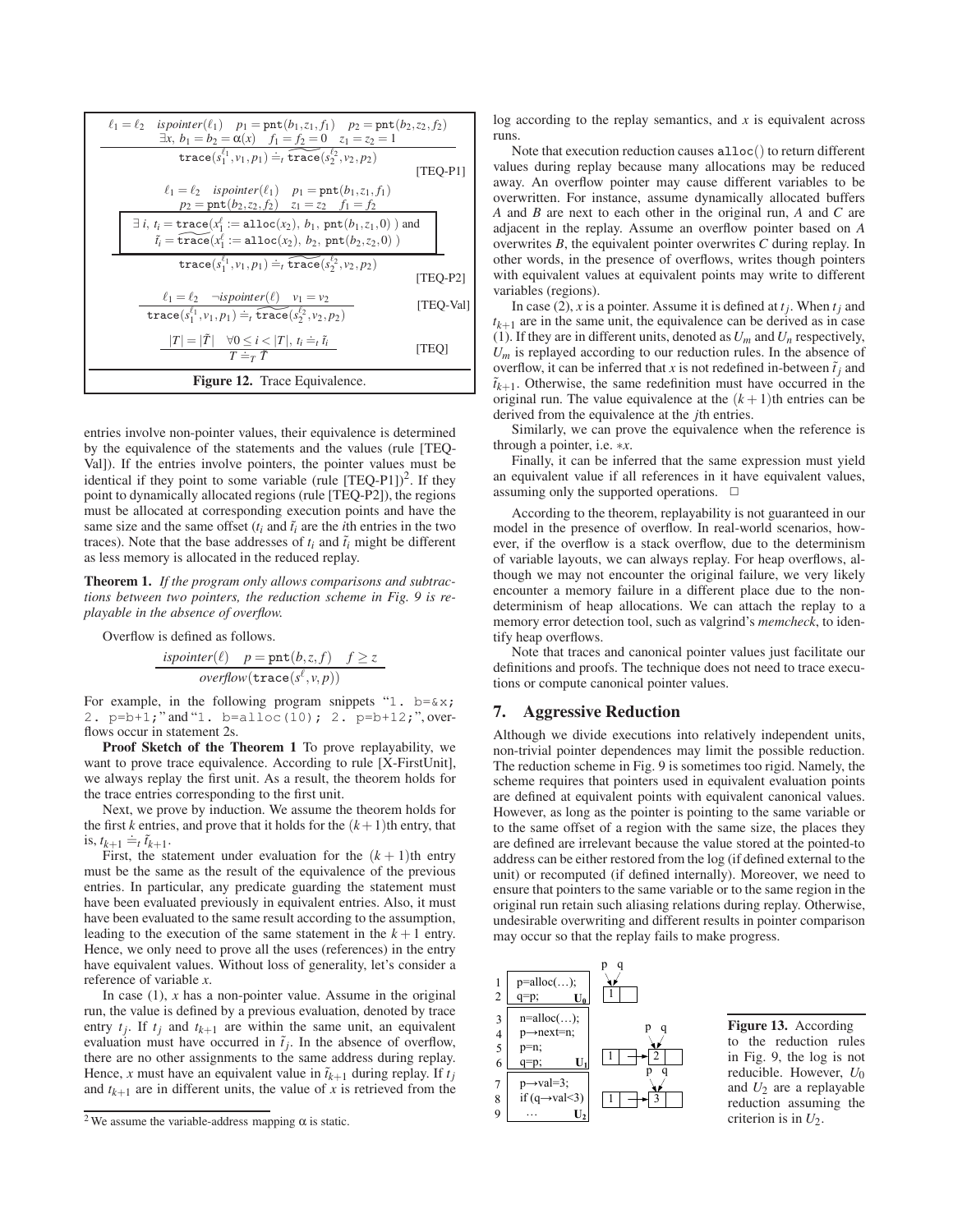$$\frac{\ell_1 = \ell_2 \quad ispointer(\ell_1) \quad p_1 = \texttt{pnt}(b_1, z_1, f_1) \quad p_2 = \texttt{pnt}(b_2, z_2, f_2) \quad \exists x,\ b_1 = b_2 = \alpha(x) \quad f_1 = f_2 = 0 \quad z_1 = z_2 = 1}{\texttt{trace}(s_1^{\ell_1}, v_1, p_1) \doteq_t \widetilde{\texttt{trace}}(s_2^{\ell_2}, v_2, p_2)} \quad \text{[TEQ-P1]}$$

$$\frac{\ell_1 = \ell_2 \quad ispointer(\ell_1) \quad p_1 = \texttt{pnt}(b_1, z_1, f_1) \quad p_2 = \texttt{pnt}(b_2, z_2, f_2) \quad z_1 = z_2 \quad f_1 = f_2 \quad \exists\, i,\ t_i = \texttt{trace}(x_1^{\ell} := \texttt{alloc}(x_2),\ b_1,\ \texttt{pnt}(b_1, z_1, 0)) \text{ and } \tilde{t}_i = \widetilde{\texttt{trace}}(x_1^{\ell} := \texttt{alloc}(x_2),\ b_2,\ \texttt{pnt}(b_2, z_2, 0))}{\texttt{trace}(s_1^{\ell_1}, v_1, p_1) \doteq_t \widetilde{\texttt{trace}}(s_2^{\ell_2}, v_2, p_2)} \quad \text{[TEQ-P2]}$$

$$\frac{\ell_1 = \ell_2 \quad \neg ispointer(\ell) \quad v_1 = v_2}{\texttt{trace}(s_1^{\ell_1}, v_1, p_1) \doteq_t \widetilde{\texttt{trace}}(s_2^{\ell_2}, v_2, p_2)} \quad \text{[TEQ-Val]}$$

$$\frac{|T| = |\tilde{T}| \quad \forall 0 \le i < |T|,\ t_i \doteq_t \tilde{t}_i}{T \doteq_T \tilde{T}} \quad \text{[TEQ]}$$

**Figure 12.** Trace Equivalence.

entries involve non-pointer values, their equivalence is determined by the equivalence of the statements and the values (rule [TEQ-Val]). If the entries involve pointers, the pointer values must be identical if they point to some variable (rule [TEQ-P1])[2]. If they point to dynamically allocated regions (rule [TEQ-P2]), the regions must be allocated at corresponding execution points and have the same size and the same offset ($t_i$ and $\tilde{t}_i$ are the $i$th entries in the two traces). Note that the base addresses of $t_i$ and $\tilde{t}_i$ might be different as less memory is allocated in the reduced replay.

**Theorem 1.** *If the program only allows comparisons and subtractions between two pointers, the reduction scheme in Fig. 9 is replayable in the absence of overflow.*

Overflow is defined as follows.

$$\frac{ispointer(\ell) \quad p = \texttt{pnt}(b, z, f) \quad f \ge z}{overflow(\texttt{trace}(s^{\ell}, v, p))}$$

For example, in the following program snippets "`1. b=&x; 2. p=b+1;`" and "`1. b=alloc(10); 2. p=b+12;`", overflows occur in statement 2s.

**Proof Sketch of the Theorem 1** To prove replayability, we want to prove trace equivalence. According to rule [X-FirstUnit], we always replay the first unit. As a result, the theorem holds for the trace entries corresponding to the first unit.

Next, we prove by induction. We assume the theorem holds for the first $k$ entries, and prove that it holds for the $(k+1)$th entry, that is, $t_{k+1} \doteq_t \tilde{t}_{k+1}$.

First, the statement under evaluation for the $(k+1)$th entry must be the same as the result of the equivalence of the previous entries. In particular, any predicate guarding the statement must have been evaluated previously in equivalent entries. Also, it must have been evaluated to the same result according to the assumption, leading to the execution of the same statement in the $k+1$ entry. Hence, we only need to prove all the uses (references) in the entry have equivalent values. Without loss of generality, let's consider a reference of variable $x$.

In case (1), $x$ has a non-pointer value. Assume in the original run, the value is defined by a previous evaluation, denoted by trace entry $t_j$. If $t_j$ and $t_{k+1}$ are within the same unit, an equivalent evaluation must have occurred in $\tilde{t}_j$. In the absence of overflow, there are no other assignments to the same address during replay. Hence, $x$ must have an equivalent value in $\tilde{t}_{k+1}$ during replay. If $t_j$ and $t_{k+1}$ are in different units, the value of $x$ is retrieved from the log according to the replay semantics, and $x$ is equivalent across runs.

Note that execution reduction causes `alloc()` to return different values during replay because many allocations may be reduced away. An overflow pointer may cause different variables to be overwritten. For instance, assume dynamically allocated buffers $A$ and $B$ are next to each other in the original run, $A$ and $C$ are adjacent in the replay. Assume an overflow pointer based on $A$ overwrites $B$, the equivalent pointer overwrites $C$ during replay. In other words, in the presence of overflows, writes though pointers with equivalent values at equivalent points may write to different variables (regions).

In case (2), $x$ is a pointer. Assume it is defined at $t_j$. When $t_j$ and $t_{k+1}$ are in the same unit, the equivalence can be derived as in case (1). If they are in different units, denoted as $U_m$ and $U_n$ respectively, $U_m$ is replayed according to our reduction rules. In the absence of overflow, it can be inferred that $x$ is not redefined in-between $\tilde{t}_j$ and $\tilde{t}_{k+1}$. Otherwise, the same redefinition must have occurred in the original run. The value equivalence at the $(k+1)$th entries can be derived from the equivalence at the $j$th entries.

Similarly, we can prove the equivalence when the reference is through a pointer, i.e. $*x$.

Finally, it can be inferred that the same expression must yield an equivalent value if all references in it have equivalent values, assuming only the supported operations. □

According to the theorem, replayability is not guaranteed in our model in the presence of overflow. In real-world scenarios, however, if the overflow is a stack overflow, due to the determinism of variable layouts, we can always replay. For heap overflows, although we may not encounter the original failure, we very likely encounter a memory failure in a different place due to the non-determinism of heap allocations. We can attach the replay to a memory error detection tool, such as valgrind's *memcheck*, to identify heap overflows.

Note that traces and canonical pointer values just facilitate our definitions and proofs. The technique does not need to trace executions or compute canonical pointer values.

## 7. Aggressive Reduction

Although we divide executions into relatively independent units, non-trivial pointer dependences may limit the possible reduction. The reduction scheme in Fig. 9 is sometimes too rigid. Namely, the scheme requires that pointers used in equivalent evaluation points are defined at equivalent points with equivalent canonical values. However, as long as the pointer is pointing to the same variable or to the same offset of a region with the same size, the places they are defined are irrelevant because the value stored at the pointed-to address can be either restored from the log (if defined external to the unit) or recomputed (if defined internally). Moreover, we need to ensure that pointers to the same variable or to the same region in the original run retain such aliasing relations during replay. Otherwise, undesirable overwriting and different results in pointer comparison may occur so that the replay fails to make progress.

```
1   p=alloc(…);
2   q=p;                U0
3   n=alloc(…);
4   p→next=n;
5   p=n;
6   q=p;                U1
7   p→val=3;
8   if (q→val<3)
9     …                 U2
```

**Figure 13.** According to the reduction rules in Fig. 9, the log is not reducible. However, $U_0$ and $U_2$ are a replayable reduction assuming the criterion is in $U_2$.

[2] We assume the variable-address mapping $\alpha$ is static.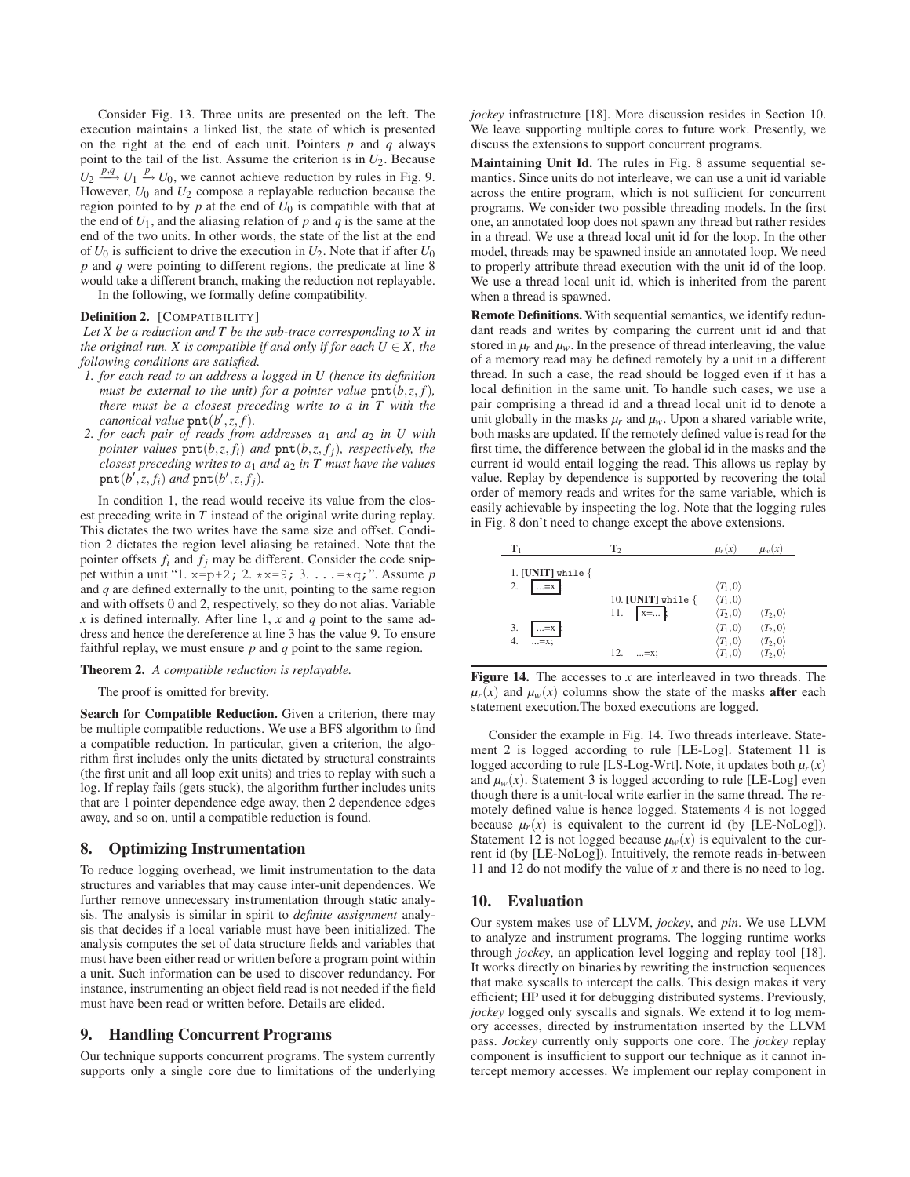Consider Fig. 13. Three units are presented on the left. The execution maintains a linked list, the state of which is presented on the right at the end of each unit. Pointers $p$ and $q$ always point to the tail of the list. Assume the criterion is in $U_2$. Because $U_2 \xrightarrow{p,q} U_1 \xrightarrow{p} U_0$, we cannot achieve reduction by rules in Fig. 9. However, $U_0$ and $U_2$ compose a replayable reduction because the region pointed to by $p$ at the end of $U_0$ is compatible with that at the end of $U_1$, and the aliasing relation of $p$ and $q$ is the same at the end of the two units. In other words, the state of the list at the end of $U_0$ is sufficient to drive the execution in $U_2$. Note that if after $U_0$ $p$ and $q$ were pointing to different regions, the predicate at line 8 would take a different branch, making the reduction not replayable.

In the following, we formally define compatibility.

**Definition 2.** [COMPATIBILITY]
*Let $X$ be a reduction and $T$ be the sub-trace corresponding to $X$ in the original run. $X$ is compatible if and only if for each $U \in X$, the following conditions are satisfied.*

1. *for each read to an address $a$ logged in $U$ (hence its definition must be external to the unit) for a pointer value $\texttt{pnt}(b,z,f)$, there must be a closest preceding write to $a$ in $T$ with the canonical value $\texttt{pnt}(b',z,f)$.*
2. *for each pair of reads from addresses $a_1$ and $a_2$ in $U$ with pointer values $\texttt{pnt}(b,z,f_i)$ and $\texttt{pnt}(b,z,f_j)$, respectively, the closest preceding writes to $a_1$ and $a_2$ in $T$ must have the values $\texttt{pnt}(b',z,f_i)$ and $\texttt{pnt}(b',z,f_j)$.*

In condition 1, the read would receive its value from the closest preceding write in $T$ instead of the original write during replay. This dictates the two writes have the same size and offset. Condition 2 dictates the region level aliasing be retained. Note that the pointer offsets $f_i$ and $f_j$ may be different. Consider the code snippet within a unit "1. `x=p+2; 2. *x=9; 3. ...=*q;`". Assume $p$ and $q$ are defined externally to the unit, pointing to the same region and with offsets 0 and 2, respectively, so they do not alias. Variable $x$ is defined internally. After line 1, $x$ and $q$ point to the same address and hence the dereference at line 3 has the value 9. To ensure faithful replay, we must ensure $p$ and $q$ point to the same region.

**Theorem 2.** *A compatible reduction is replayable.*

The proof is omitted for brevity.

**Search for Compatible Reduction.** Given a criterion, there may be multiple compatible reductions. We use a BFS algorithm to find a compatible reduction. In particular, given a criterion, the algorithm first includes only the units dictated by structural constraints (the first unit and all loop exit units) and tries to replay with such a log. If replay fails (gets stuck), the algorithm further includes units that are 1 pointer dependence edge away, then 2 dependence edges away, and so on, until a compatible reduction is found.

## 8. Optimizing Instrumentation

To reduce logging overhead, we limit instrumentation to the data structures and variables that may cause inter-unit dependences. We further remove unnecessary instrumentation through static analysis. The analysis is similar in spirit to *definite assignment* analysis that decides if a local variable must have been initialized. The analysis computes the set of data structure fields and variables that must have been either read or written before a program point within a unit. Such information can be used to discover redundancy. For instance, instrumenting an object field read is not needed if the field must have been read or written before. Details are elided.

## 9. Handling Concurrent Programs

Our technique supports concurrent programs. The system currently supports only a single core due to limitations of the underlying *jockey* infrastructure [18]. More discussion resides in Section 10. We leave supporting multiple cores to future work. Presently, we discuss the extensions to support concurrent programs.

**Maintaining Unit Id.** The rules in Fig. 8 assume sequential semantics. Since units do not interleave, we can use a unit id variable across the entire program, which is not sufficient for concurrent programs. We consider two possible threading models. In the first one, an annotated loop does not spawn any thread but rather resides in a thread. We use a thread local unit id for the loop. In the other model, threads may be spawned inside an annotated loop. We need to properly attribute thread execution with the unit id of the loop. We use a thread local unit id, which is inherited from the parent when a thread is spawned.

**Remote Definitions.** With sequential semantics, we identify redundant reads and writes by comparing the current unit id and that stored in $\mu_r$ and $\mu_w$. In the presence of thread interleaving, the value of a memory read may be defined remotely by a unit in a different thread. In such a case, the read should be logged even if it has a local definition in the same unit. To handle such cases, we use a pair comprising a thread id and a thread local unit id to denote a unit globally in the masks $\mu_r$ and $\mu_w$. Upon a shared variable write, both masks are updated. If the remotely defined value is read for the first time, the difference between the global id in the masks and the current id would entail logging the read. This allows us replay by value. Replay by dependence is supported by recovering the total order of memory reads and writes for the same variable, which is easily achievable by inspecting the log. Note that the logging rules in Fig. 8 don't need to change except the above extensions.

| $T_1$ | $T_2$ | $\mu_r(x)$ | $\mu_w(x)$ |
|---|---|---|---|
| 1. **[UNIT]** `while {` | | | |
| 2. [`...=x`] | | $\langle T_1,0\rangle$ | |
| | 10. **[UNIT]** `while {` | $\langle T_1,0\rangle$ | |
| | 11. [`x=...`] | $\langle T_2,0\rangle$ | $\langle T_2,0\rangle$ |
| 3. [`...=x`] | | $\langle T_1,0\rangle$ | $\langle T_2,0\rangle$ |
| 4. `...=x;` | | $\langle T_1,0\rangle$ | $\langle T_2,0\rangle$ |
| | 12. `...=x;` | $\langle T_1,0\rangle$ | $\langle T_2,0\rangle$ |

**Figure 14.** The accesses to $x$ are interleaved in two threads. The $\mu_r(x)$ and $\mu_w(x)$ columns show the state of the masks **after** each statement execution. The boxed executions are logged.

Consider the example in Fig. 14. Two threads interleave. Statement 2 is logged according to rule [LE-Log]. Statement 11 is logged according to rule [LS-Log-Wrt]. Note, it updates both $\mu_r(x)$ and $\mu_w(x)$. Statement 3 is logged according to rule [LE-Log] even though there is a unit-local write earlier in the same thread. The remotely defined value is hence logged. Statements 4 is not logged because $\mu_r(x)$ is equivalent to the current id (by [LE-NoLog]). Statement 12 is not logged because $\mu_w(x)$ is equivalent to the current id (by [LE-NoLog]). Intuitively, the remote reads in-between 11 and 12 do not modify the value of $x$ and there is no need to log.

## 10. Evaluation

Our system makes use of LLVM, *jockey*, and *pin*. We use LLVM to analyze and instrument programs. The logging runtime works through *jockey*, an application level logging and replay tool [18]. It works directly on binaries by rewriting the instruction sequences that make syscalls to intercept the calls. This design makes it very efficient; HP used it for debugging distributed systems. Previously, *jockey* logged only syscalls and signals. We extend it to log memory accesses, directed by instrumentation inserted by the LLVM pass. *Jockey* currently only supports one core. The *jockey* replay component is insufficient to support our technique as it cannot intercept memory accesses. We implement our replay component in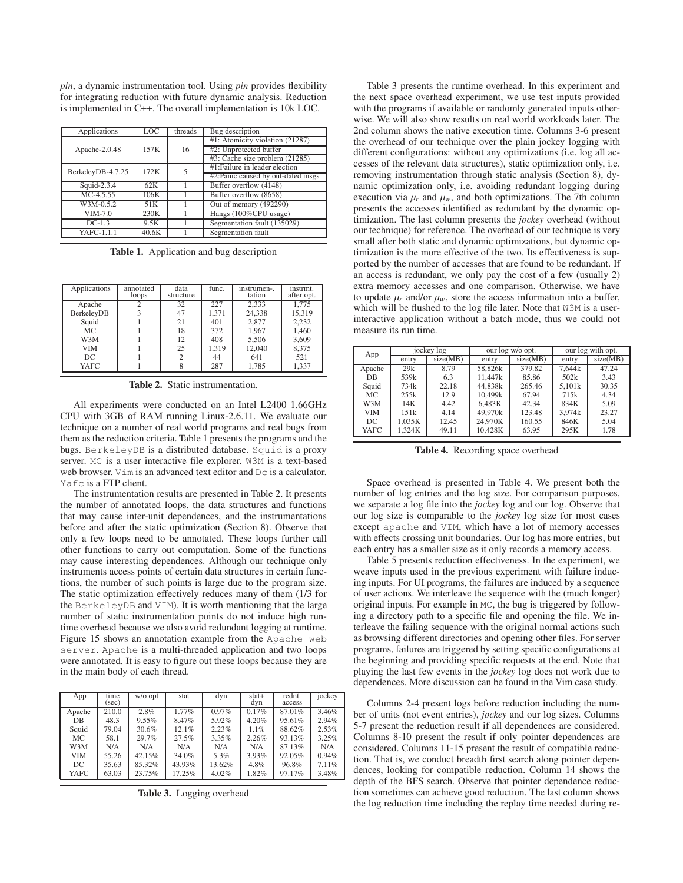*pin*, a dynamic instrumentation tool. Using *pin* provides flexibility for integrating reduction with future dynamic analysis. Reduction is implemented in C++. The overall implementation is 10k LOC.

| Applications | LOC | threads | Bug description |
|---|---|---|---|
| Apache-2.0.48 | 157K | 16 | #1: Atomicity violation (21287) |
| | | | #2: Unprotected buffer |
| | | | #3: Cache size problem (21285) |
| BerkeleyDB-4.7.25 | 172K | 5 | #1:Failure in leader election |
| | | | #2:Panic caused by out-dated msgs |
| Squid-2.3.4 | 62K | 1 | Buffer overflow (4148) |
| MC-4.5.55 | 106K | 1 | Buffer overflow (8658) |
| W3M-0.5.2 | 51K | 1 | Out of memory (492290) |
| VIM-7.0 | 230K | 1 | Hangs (100%CPU usage) |
| DC-1.3 | 9.5K | 1 | Segmentation fault (135029) |
| YAFC-1.1.1 | 40.6K | 1 | Segmentation fault |

**Table 1.** Application and bug description

| Applications | annotated loops | data structure | func. | instrumen-. tation | instrmt. after opt. |
|---|---|---|---|---|---|
| Apache | 2 | 32 | 227 | 2,333 | 1,775 |
| BerkeleyDB | 3 | 47 | 1,371 | 24,338 | 15,319 |
| Squid | 1 | 21 | 401 | 2,877 | 2,232 |
| MC | 1 | 18 | 372 | 1,967 | 1,460 |
| W3M | 1 | 12 | 408 | 5,506 | 3,609 |
| VIM | 1 | 25 | 1,319 | 12,040 | 8,375 |
| DC | 1 | 2 | 44 | 641 | 521 |
| YAFC | 1 | 8 | 287 | 1,785 | 1,337 |

**Table 2.** Static instrumentation.

All experiments were conducted on an Intel L2400 1.66GHz CPU with 3GB of RAM running Linux-2.6.11. We evaluate our technique on a number of real world programs and real bugs from them as the reduction criteria. Table 1 presents the programs and the bugs. BerkeleyDB is a distributed database. Squid is a proxy server. MC is a user interactive file explorer. W3M is a text-based web browser. Vim is an advanced text editor and Dc is a calculator. Yafc is a FTP client.

The instrumentation results are presented in Table 2. It presents the number of annotated loops, the data structures and functions that may cause inter-unit dependences, and the instrumentations before and after the static optimization (Section 8). Observe that only a few loops need to be annotated. These loops further call other functions to carry out computation. Some of the functions may cause interesting dependences. Although our technique only instruments access points of certain data structures in certain functions, the number of such points is large due to the program size. The static optimization effectively reduces many of them (1/3 for the BerkeleyDB and VIM). It is worth mentioning that the large number of static instrumentation points do not induce high runtime overhead because we also avoid redundant logging at runtime. Figure 15 shows an annotation example from the Apache web server. Apache is a multi-threaded application and two loops were annotated. It is easy to figure out these loops because they are in the main body of each thread.

| App | time (sec) | w/o opt | stat | dyn | stat+ dyn | rednt. access | jockey |
|---|---|---|---|---|---|---|---|
| Apache | 210.0 | 2.8% | 1.77% | 0.97% | 0.17% | 87.01% | 3.46% |
| DB | 48.3 | 9.55% | 8.47% | 5.92% | 4.20% | 95.61% | 2.94% |
| Squid | 79.04 | 30.6% | 12.1% | 2.23% | 1.1% | 88.62% | 2.53% |
| MC | 58.1 | 29.7% | 27.5% | 3.35% | 2.26% | 93.13% | 3.25% |
| W3M | N/A | N/A | N/A | N/A | N/A | 87.13% | N/A |
| VIM | 55.26 | 42.15% | 34.0% | 5.3% | 3.93% | 92.05% | 0.94% |
| DC | 35.63 | 85.32% | 43.93% | 13.62% | 4.8% | 96.8% | 7.11% |
| YAFC | 63.03 | 23.75% | 17.25% | 4.02% | 1.82% | 97.17% | 3.48% |

**Table 3.** Logging overhead

Table 3 presents the runtime overhead. In this experiment and the next space overhead experiment, we use test inputs provided with the programs if available or randomly generated inputs otherwise. We will also show results on real world workloads later. The 2nd column shows the native execution time. Columns 3-6 present the overhead of our technique over the plain jockey logging with different configurations: without any optimizations (i.e. log all accesses of the relevant data structures), static optimization only, i.e. removing instrumentation through static analysis (Section 8), dynamic optimization only, i.e. avoiding redundant logging during execution via $\mu_r$ and $\mu_w$, and both optimizations. The 7th column presents the accesses identified as redundant by the dynamic optimization. The last column presents the *jockey* overhead (without our technique) for reference. The overhead of our technique is very small after both static and dynamic optimizations, but dynamic optimization is the more effective of the two. Its effectiveness is supported by the number of accesses that are found to be redundant. If an access is redundant, we only pay the cost of a few (usually 2) extra memory accesses and one comparison. Otherwise, we have to update $\mu_r$ and/or $\mu_w$, store the access information into a buffer, which will be flushed to the log file later. Note that W3M is a user-interactive application without a batch mode, thus we could not measure its run time.

| App | jockey log | | our log w/o opt. | | our log with opt. | |
|---|---|---|---|---|---|---|
| | entry | size(MB) | entry | size(MB) | entry | size(MB) |
| Apache | 29k | 8.79 | 58,826k | 379.82 | 7,644k | 47.24 |
| DB | 539k | 6.3 | 11,447k | 85.86 | 502k | 3.43 |
| Squid | 734k | 22.18 | 44,838k | 265.46 | 5,101k | 30.35 |
| MC | 255k | 12.9 | 10,499k | 67.94 | 715k | 4.34 |
| W3M | 14K | 4.42 | 6,483K | 42.34 | 834K | 5.09 |
| VIM | 151k | 4.14 | 49,970k | 123.48 | 3,974k | 23.27 |
| DC | 1,035K | 12.45 | 24,970K | 160.55 | 846K | 5.04 |
| YAFC | 1,324K | 49.11 | 10,428K | 63.95 | 295K | 1.78 |

**Table 4.** Recording space overhead

Space overhead is presented in Table 4. We present both the number of log entries and the log size. For comparison purposes, we separate a log file into the *jockey* log and our log. Observe that our log size is comparable to the *jockey* log size for most cases except apache and VIM, which have a lot of memory accesses with effects crossing unit boundaries. Our log has more entries, but each entry has a smaller size as it only records a memory access.

Table 5 presents reduction effectiveness. In the experiment, we weave inputs used in the previous experiment with failure inducing inputs. For UI programs, the failures are induced by a sequence of user actions. We interleave the sequence with the (much longer) original inputs. For example in MC, the bug is triggered by following a directory path to a specific file and opening the file. We interleave the failing sequence with the original normal actions such as browsing different directories and opening other files. For server programs, failures are triggered by setting specific configurations at the beginning and providing specific requests at the end. Note that playing the last few events in the *jockey* log does not work due to dependences. More discussion can be found in the Vim case study.

Columns 2-4 present logs before reduction including the number of units (not event entries), *jockey* and our log sizes. Columns 5-7 present the reduction result if all dependences are considered. Columns 8-10 present the result if only pointer dependences are considered. Columns 11-15 present the result of compatible reduction. That is, we conduct breadth first search along pointer dependences, looking for compatible reduction. Column 14 shows the depth of the BFS search. Observe that pointer dependence reduction sometimes can achieve good reduction. The last column shows the log reduction time including the replay time needed during re-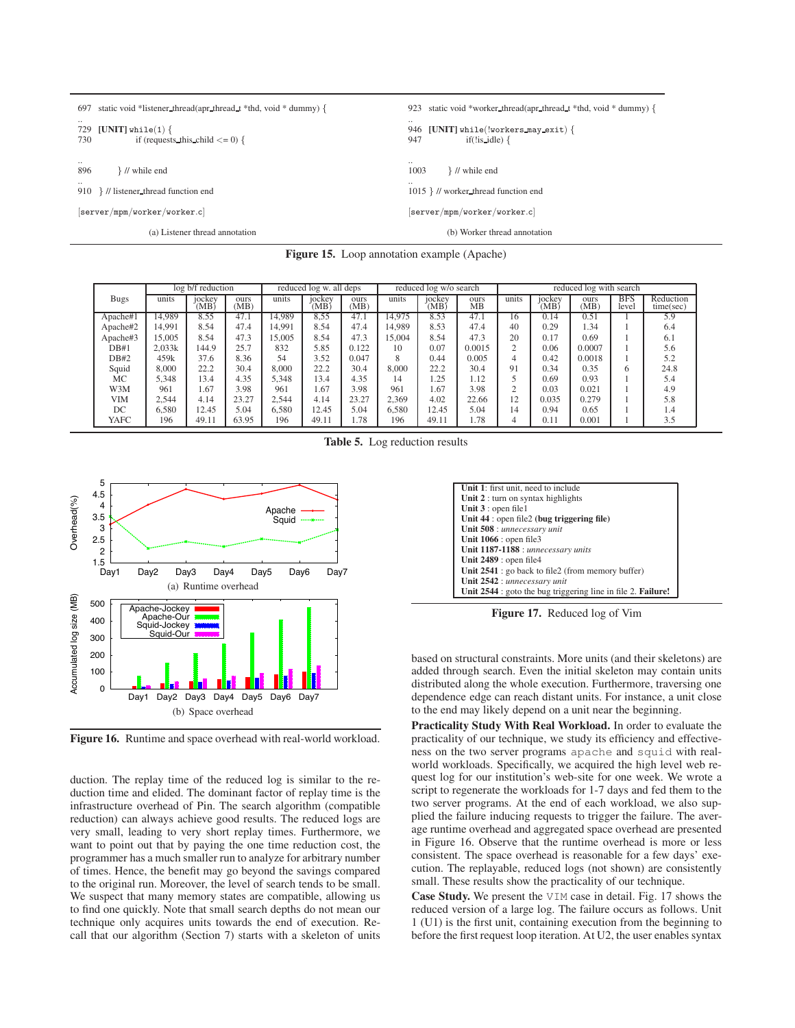```
697  static void *listener_thread(apr_thread_t *thd, void * dummy) {
..
729  [UNIT] while(1) {
730          if (requests_this_child <= 0) {
..
896      } // while end
..
910  } // listener_thread function end

[server/mpm/worker/worker.c]
```

(a) Listener thread annotation

```
923  static void *worker_thread(apr_thread_t *thd, void * dummy) {
..
946  [UNIT] while(!workers_may_exit) {
947          if(!is_idle) {
..
1003     } // while end
..
1015 } // worker_thread function end

[server/mpm/worker/worker.c]
```

(b) Worker thread annotation

**Figure 15.** Loop annotation example (Apache)

| Bugs | log b/f reduction | | | reduced log w. all deps | | | reduced log w/o search | | | reduced log with search | | | | |
|---|---|---|---|---|---|---|---|---|---|---|---|---|---|---|
| | units | jockey (MB) | ours (MB) | units | jockey (MB) | ours (MB) | units | jockey (MB) | ours MB | units | jockey (MB) | ours (MB) | BFS level | Reduction time(sec) |
| Apache#1 | 14,989 | 8.55 | 47.1 | 14,989 | 8.55 | 47.1 | 14,975 | 8.53 | 47.1 | 16 | 0.14 | 0.51 | 1 | 5.9 |
| Apache#2 | 14,991 | 8.54 | 47.4 | 14,991 | 8.54 | 47.4 | 14,989 | 8.53 | 47.4 | 40 | 0.29 | 1.34 | 1 | 6.4 |
| Apache#3 | 15,005 | 8.54 | 47.3 | 15,005 | 8.54 | 47.3 | 15,004 | 8.54 | 47.3 | 20 | 0.17 | 0.69 | 1 | 6.1 |
| DB#1 | 2,033k | 144.9 | 25.7 | 832 | 5.85 | 0.122 | 10 | 0.07 | 0.0015 | 2 | 0.06 | 0.0007 | 1 | 5.6 |
| DB#2 | 459k | 37.6 | 8.36 | 54 | 3.52 | 0.047 | 8 | 0.44 | 0.005 | 4 | 0.42 | 0.0018 | 1 | 5.2 |
| Squid | 8,000 | 22.2 | 30.4 | 8,000 | 22.2 | 30.4 | 8,000 | 22.2 | 30.4 | 91 | 0.34 | 0.35 | 6 | 24.8 |
| MC | 5,348 | 13.4 | 4.35 | 5,348 | 13.4 | 4.35 | 14 | 1.25 | 1.12 | 5 | 0.69 | 0.93 | 1 | 5.4 |
| W3M | 961 | 1.67 | 3.98 | 961 | 1.67 | 3.98 | 961 | 1.67 | 3.98 | 2 | 0.03 | 0.021 | 1 | 4.9 |
| VIM | 2,544 | 4.14 | 23.27 | 2,544 | 4.14 | 23.27 | 2,369 | 4.02 | 22.66 | 12 | 0.035 | 0.279 | 1 | 5.8 |
| DC | 6,580 | 12.45 | 5.04 | 6,580 | 12.45 | 5.04 | 6,580 | 12.45 | 5.04 | 14 | 0.94 | 0.65 | 1 | 1.4 |
| YAFC | 196 | 49.11 | 63.95 | 196 | 49.11 | 1.78 | 196 | 49.11 | 1.78 | 4 | 0.11 | 0.001 | 1 | 3.5 |

**Table 5.** Log reduction results

(a) Runtime overhead

(b) Space overhead

**Figure 16.** Runtime and space overhead with real-world workload.

duction. The replay time of the reduced log is similar to the reduction time and elided. The dominant factor of replay time is the infrastructure overhead of Pin. The search algorithm (compatible reduction) can always achieve good results. The reduced logs are very small, leading to very short replay times. Furthermore, we want to point out that by paying the one time reduction cost, the programmer has a much smaller run to analyze for arbitrary number of times. Hence, the benefit may go beyond the savings compared to the original run. Moreover, the level of search tends to be small. We suspect that many memory states are compatible, allowing us to find one quickly. Note that small search depths do not mean our technique only acquires units towards the end of execution. Recall that our algorithm (Section 7) starts with a skeleton of units based on structural constraints. More units (and their skeletons) are added through search. Even the initial skeleton may contain units distributed along the whole execution. Furthermore, traversing one dependence edge can reach distant units. For instance, a unit close to the end may likely depend on a unit near the beginning.

**Practicality Study With Real Workload.** In order to evaluate the practicality of our technique, we study its efficiency and effectiveness on the two server programs apache and squid with real-world workloads. Specifically, we acquired the high level web request log for our institution's web-site for one week. We wrote a script to regenerate the workloads for 1-7 days and fed them to the two server programs. At the end of each workload, we also supplied the failure inducing requests to trigger the failure. The average runtime overhead and aggregated space overhead are presented in Figure 16. Observe that the runtime overhead is more or less consistent. The space overhead is reasonable for a few days' execution. The replayable, reduced logs (not shown) are consistently small. These results show the practicality of our technique.

**Unit 1**: first unit, need to include
**Unit 2** : turn on syntax highlights
**Unit 3** : open file1
**Unit 44** : open file2 **(bug triggering file)**
**Unit 508** : *unnecessary unit*
**Unit 1066** : open file3
**Unit 1187-1188** : *unnecessary units*
**Unit 2489** : open file4
**Unit 2541** : go back to file2 (from memory buffer)
**Unit 2542** : *unnecessary unit*
**Unit 2544** : goto the bug triggering line in file 2. **Failure!**

**Figure 17.** Reduced log of Vim

**Case Study.** We present the VIM case in detail. Fig. 17 shows the reduced version of a large log. The failure occurs as follows. Unit 1 (U1) is the first unit, containing execution from the beginning to before the first request loop iteration. At U2, the user enables syntax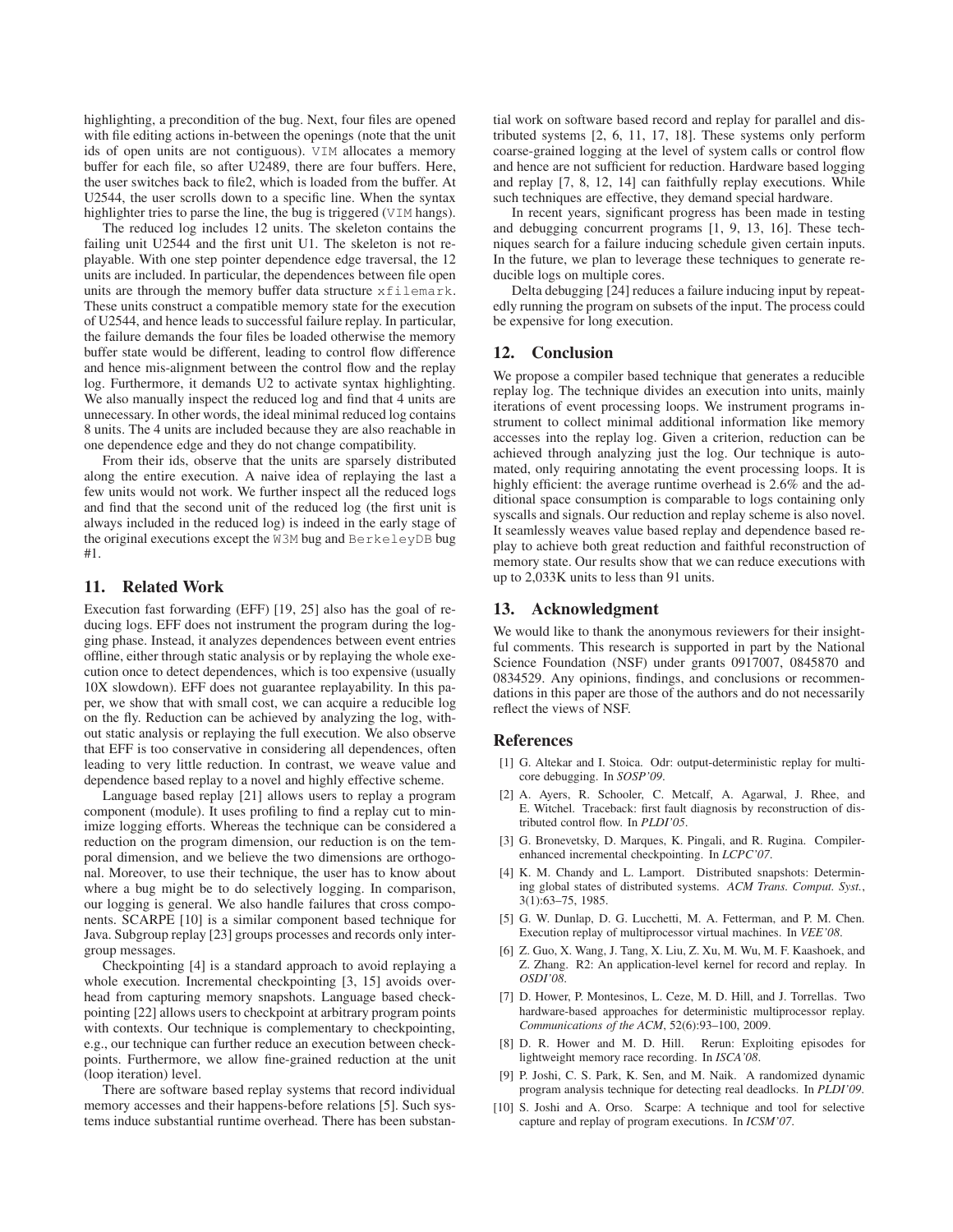highlighting, a precondition of the bug. Next, four files are opened with file editing actions in-between the openings (note that the unit ids of open units are not contiguous). VIM allocates a memory buffer for each file, so after U2489, there are four buffers. Here, the user switches back to file2, which is loaded from the buffer. At U2544, the user scrolls down to a specific line. When the syntax highlighter tries to parse the line, the bug is triggered (VIM hangs).

The reduced log includes 12 units. The skeleton contains the failing unit U2544 and the first unit U1. The skeleton is not replayable. With one step pointer dependence edge traversal, the 12 units are included. In particular, the dependences between file open units are through the memory buffer data structure xfilemark. These units construct a compatible memory state for the execution of U2544, and hence leads to successful failure replay. In particular, the failure demands the four files be loaded otherwise the memory buffer state would be different, leading to control flow difference and hence mis-alignment between the control flow and the replay log. Furthermore, it demands U2 to activate syntax highlighting. We also manually inspect the reduced log and find that 4 units are unnecessary. In other words, the ideal minimal reduced log contains 8 units. The 4 units are included because they are also reachable in one dependence edge and they do not change compatibility.

From their ids, observe that the units are sparsely distributed along the entire execution. A naive idea of replaying the last a few units would not work. We further inspect all the reduced logs and find that the second unit of the reduced log (the first unit is always included in the reduced log) is indeed in the early stage of the original executions except the W3M bug and BerkeleyDB bug #1.

## 11. Related Work

Execution fast forwarding (EFF) [19, 25] also has the goal of reducing logs. EFF does not instrument the program during the logging phase. Instead, it analyzes dependences between event entries offline, either through static analysis or by replaying the whole execution once to detect dependences, which is too expensive (usually 10X slowdown). EFF does not guarantee replayability. In this paper, we show that with small cost, we can acquire a reducible log on the fly. Reduction can be achieved by analyzing the log, without static analysis or replaying the full execution. We also observe that EFF is too conservative in considering all dependences, often leading to very little reduction. In contrast, we weave value and dependence based replay to a novel and highly effective scheme.

Language based replay [21] allows users to replay a program component (module). It uses profiling to find a replay cut to minimize logging efforts. Whereas the technique can be considered a reduction on the program dimension, our reduction is on the temporal dimension, and we believe the two dimensions are orthogonal. Moreover, to use their technique, the user has to know about where a bug might be to do selectively logging. In comparison, our logging is general. We also handle failures that cross components. SCARPE [10] is a similar component based technique for Java. Subgroup replay [23] groups processes and records only intergroup messages.

Checkpointing [4] is a standard approach to avoid replaying a whole execution. Incremental checkpointing [3, 15] avoids overhead from capturing memory snapshots. Language based checkpointing [22] allows users to checkpoint at arbitrary program points with contexts. Our technique is complementary to checkpointing, e.g., our technique can further reduce an execution between checkpoints. Furthermore, we allow fine-grained reduction at the unit (loop iteration) level.

There are software based replay systems that record individual memory accesses and their happens-before relations [5]. Such systems induce substantial runtime overhead. There has been substantial work on software based record and replay for parallel and distributed systems [2, 6, 11, 17, 18]. These systems only perform coarse-grained logging at the level of system calls or control flow and hence are not sufficient for reduction. Hardware based logging and replay [7, 8, 12, 14] can faithfully replay executions. While such techniques are effective, they demand special hardware.

In recent years, significant progress has been made in testing and debugging concurrent programs [1, 9, 13, 16]. These techniques search for a failure inducing schedule given certain inputs. In the future, we plan to leverage these techniques to generate reducible logs on multiple cores.

Delta debugging [24] reduces a failure inducing input by repeatedly running the program on subsets of the input. The process could be expensive for long execution.

## 12. Conclusion

We propose a compiler based technique that generates a reducible replay log. The technique divides an execution into units, mainly iterations of event processing loops. We instrument programs instrument to collect minimal additional information like memory accesses into the replay log. Given a criterion, reduction can be achieved through analyzing just the log. Our technique is automated, only requiring annotating the event processing loops. It is highly efficient: the average runtime overhead is 2.6% and the additional space consumption is comparable to logs containing only syscalls and signals. Our reduction and replay scheme is also novel. It seamlessly weaves value based replay and dependence based replay to achieve both great reduction and faithful reconstruction of memory state. Our results show that we can reduce executions with up to 2,033K units to less than 91 units.

## 13. Acknowledgment

We would like to thank the anonymous reviewers for their insightful comments. This research is supported in part by the National Science Foundation (NSF) under grants 0917007, 0845870 and 0834529. Any opinions, findings, and conclusions or recommendations in this paper are those of the authors and do not necessarily reflect the views of NSF.

## References

[1] G. Altekar and I. Stoica. Odr: output-deterministic replay for multicore debugging. In *SOSP'09*.

[2] A. Ayers, R. Schooler, C. Metcalf, A. Agarwal, J. Rhee, and E. Witchel. Traceback: first fault diagnosis by reconstruction of distributed control flow. In *PLDI'05*.

[3] G. Bronevetsky, D. Marques, K. Pingali, and R. Rugina. Compiler-enhanced incremental checkpointing. In *LCPC'07*.

[4] K. M. Chandy and L. Lamport. Distributed snapshots: Determining global states of distributed systems. *ACM Trans. Comput. Syst.*, 3(1):63–75, 1985.

[5] G. W. Dunlap, D. G. Lucchetti, M. A. Fetterman, and P. M. Chen. Execution replay of multiprocessor virtual machines. In *VEE'08*.

[6] Z. Guo, X. Wang, J. Tang, X. Liu, Z. Xu, M. Wu, M. F. Kaashoek, and Z. Zhang. R2: An application-level kernel for record and replay. In *OSDI'08*.

[7] D. Hower, P. Montesinos, L. Ceze, M. D. Hill, and J. Torrellas. Two hardware-based approaches for deterministic multiprocessor replay. *Communications of the ACM*, 52(6):93–100, 2009.

[8] D. R. Hower and M. D. Hill. Rerun: Exploiting episodes for lightweight memory race recording. In *ISCA'08*.

[9] P. Joshi, C. S. Park, K. Sen, and M. Naik. A randomized dynamic program analysis technique for detecting real deadlocks. In *PLDI'09*.

[10] S. Joshi and A. Orso. Scarpe: A technique and tool for selective capture and replay of program executions. In *ICSM'07*.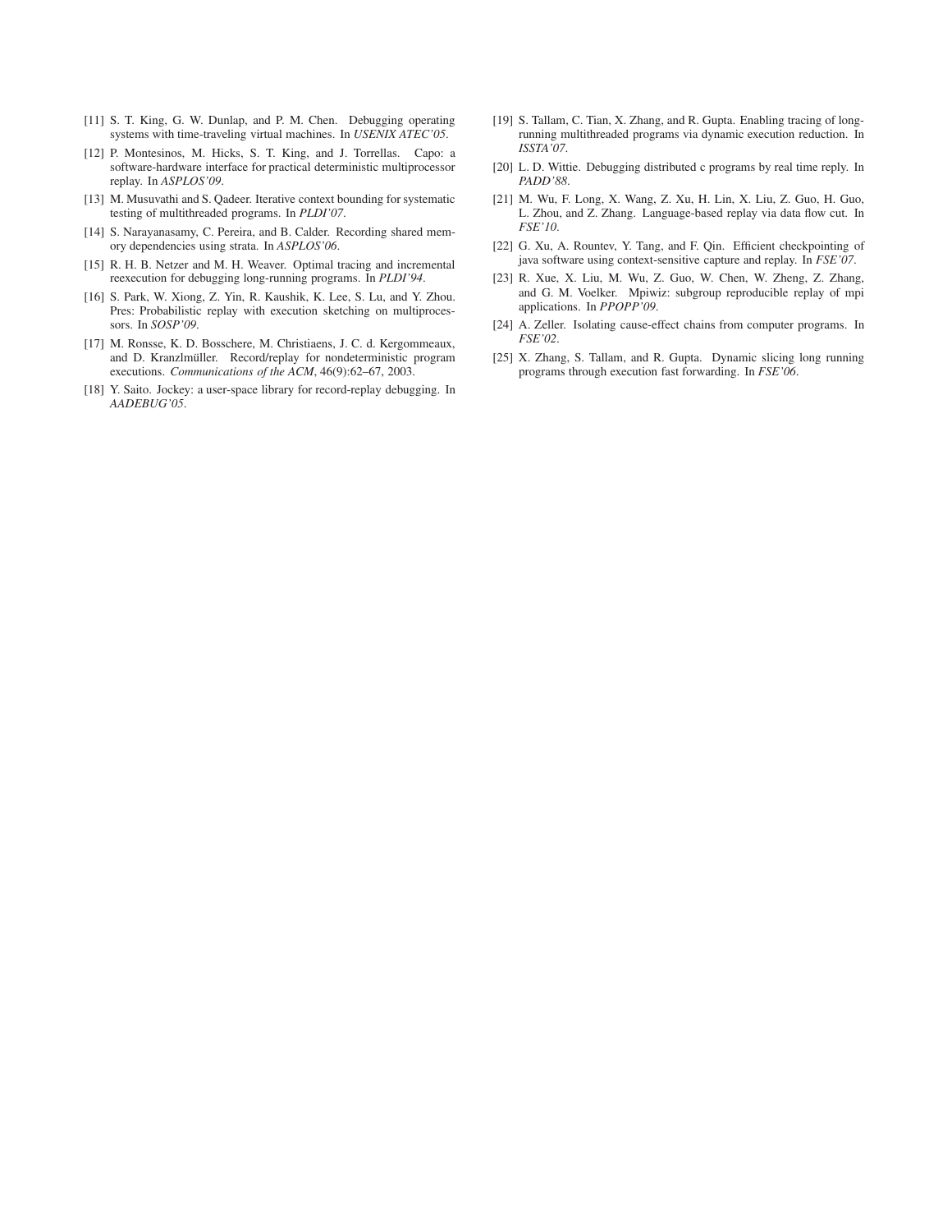[11] S. T. King, G. W. Dunlap, and P. M. Chen. Debugging operating systems with time-traveling virtual machines. In *USENIX ATEC'05*.

[12] P. Montesinos, M. Hicks, S. T. King, and J. Torrellas. Capo: a software-hardware interface for practical deterministic multiprocessor replay. In *ASPLOS'09*.

[13] M. Musuvathi and S. Qadeer. Iterative context bounding for systematic testing of multithreaded programs. In *PLDI'07*.

[14] S. Narayanasamy, C. Pereira, and B. Calder. Recording shared memory dependencies using strata. In *ASPLOS'06*.

[15] R. H. B. Netzer and M. H. Weaver. Optimal tracing and incremental reexecution for debugging long-running programs. In *PLDI'94*.

[16] S. Park, W. Xiong, Z. Yin, R. Kaushik, K. Lee, S. Lu, and Y. Zhou. Pres: Probabilistic replay with execution sketching on multiprocessors. In *SOSP'09*.

[17] M. Ronsse, K. D. Bosschere, M. Christiaens, J. C. d. Kergommeaux, and D. Kranzlmüller. Record/replay for nondeterministic program executions. *Communications of the ACM*, 46(9):62–67, 2003.

[18] Y. Saito. Jockey: a user-space library for record-replay debugging. In *AADEBUG'05*.

[19] S. Tallam, C. Tian, X. Zhang, and R. Gupta. Enabling tracing of long-running multithreaded programs via dynamic execution reduction. In *ISSTA'07*.

[20] L. D. Wittie. Debugging distributed c programs by real time reply. In *PADD'88*.

[21] M. Wu, F. Long, X. Wang, Z. Xu, H. Lin, X. Liu, Z. Guo, H. Guo, L. Zhou, and Z. Zhang. Language-based replay via data flow cut. In *FSE'10*.

[22] G. Xu, A. Rountev, Y. Tang, and F. Qin. Efficient checkpointing of java software using context-sensitive capture and replay. In *FSE'07*.

[23] R. Xue, X. Liu, M. Wu, Z. Guo, W. Chen, W. Zheng, Z. Zhang, and G. M. Voelker. Mpiwiz: subgroup reproducible replay of mpi applications. In *PPOPP'09*.

[24] A. Zeller. Isolating cause-effect chains from computer programs. In *FSE'02*.

[25] X. Zhang, S. Tallam, and R. Gupta. Dynamic slicing long running programs through execution fast forwarding. In *FSE'06*.